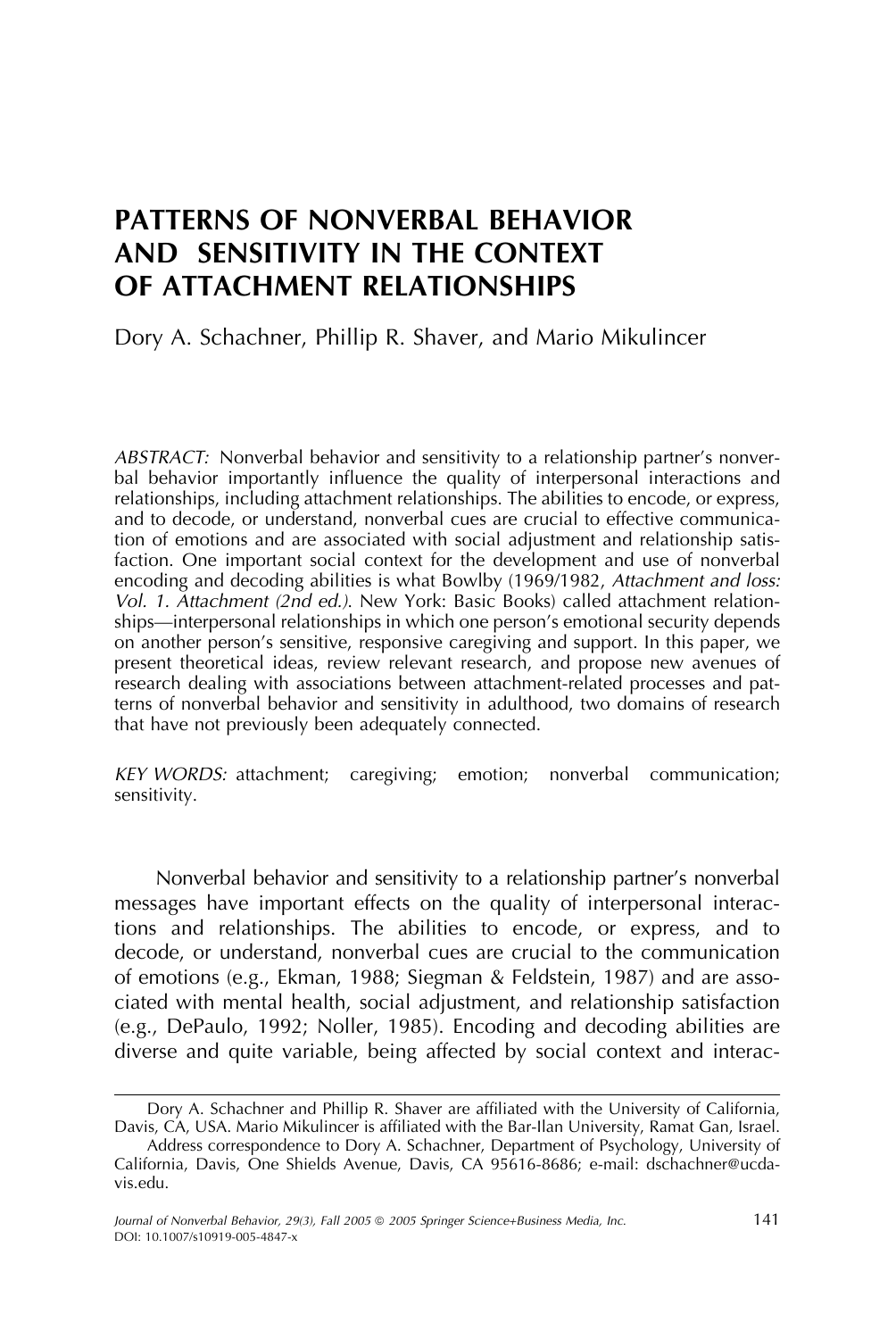# PATTERNS OF NONVERBAL BEHAVIOR AND SENSITIVITY IN THE CONTEXT OF ATTACHMENT RELATIONSHIPS

Dory A. Schachner, Phillip R. Shaver, and Mario Mikulincer

*ABSTRACT:* Nonverbal behavior and sensitivity to a relationship partner's nonverbal behavior importantly influence the quality of interpersonal interactions and relationships, including attachment relationships. The abilities to encode, or express, and to decode, or understand, nonverbal cues are crucial to effective communication of emotions and are associated with social adjustment and relationship satisfaction. One important social context for the development and use of nonverbal encoding and decoding abilities is what Bowlby (1969/1982, *Attachment and loss: Vol. 1. Attachment (2nd ed.)*. New York: Basic Books) called attachment relationships—interpersonal relationships in which one person's emotional security depends on another person's sensitive, responsive caregiving and support. In this paper, we present theoretical ideas, review relevant research, and propose new avenues of research dealing with associations between attachment-related processes and patterns of nonverbal behavior and sensitivity in adulthood, two domains of research that have not previously been adequately connected.

*KEY WORDS:* attachment; caregiving; emotion; nonverbal communication; sensitivity.

Nonverbal behavior and sensitivity to a relationship partner's nonverbal messages have important effects on the quality of interpersonal interactions and relationships. The abilities to encode, or express, and to decode, or understand, nonverbal cues are crucial to the communication of emotions (e.g., Ekman, 1988; Siegman & Feldstein, 1987) and are associated with mental health, social adjustment, and relationship satisfaction (e.g., DePaulo, 1992; Noller, 1985). Encoding and decoding abilities are diverse and quite variable, being affected by social context and interac-

---

Dory A. Schachner and Phillip R. Shaver are affiliated with the University of California, Davis, CA, USA. Mario Mikulincer is affiliated with the Bar-Ilan University, Ramat Gan, Israel.

Address correspondence to Dory A. Schachner, Department of Psychology, University of California, Davis, One Shields Avenue, Davis, CA 95616-8686; e-mail: dschachner@ucdavis.edu.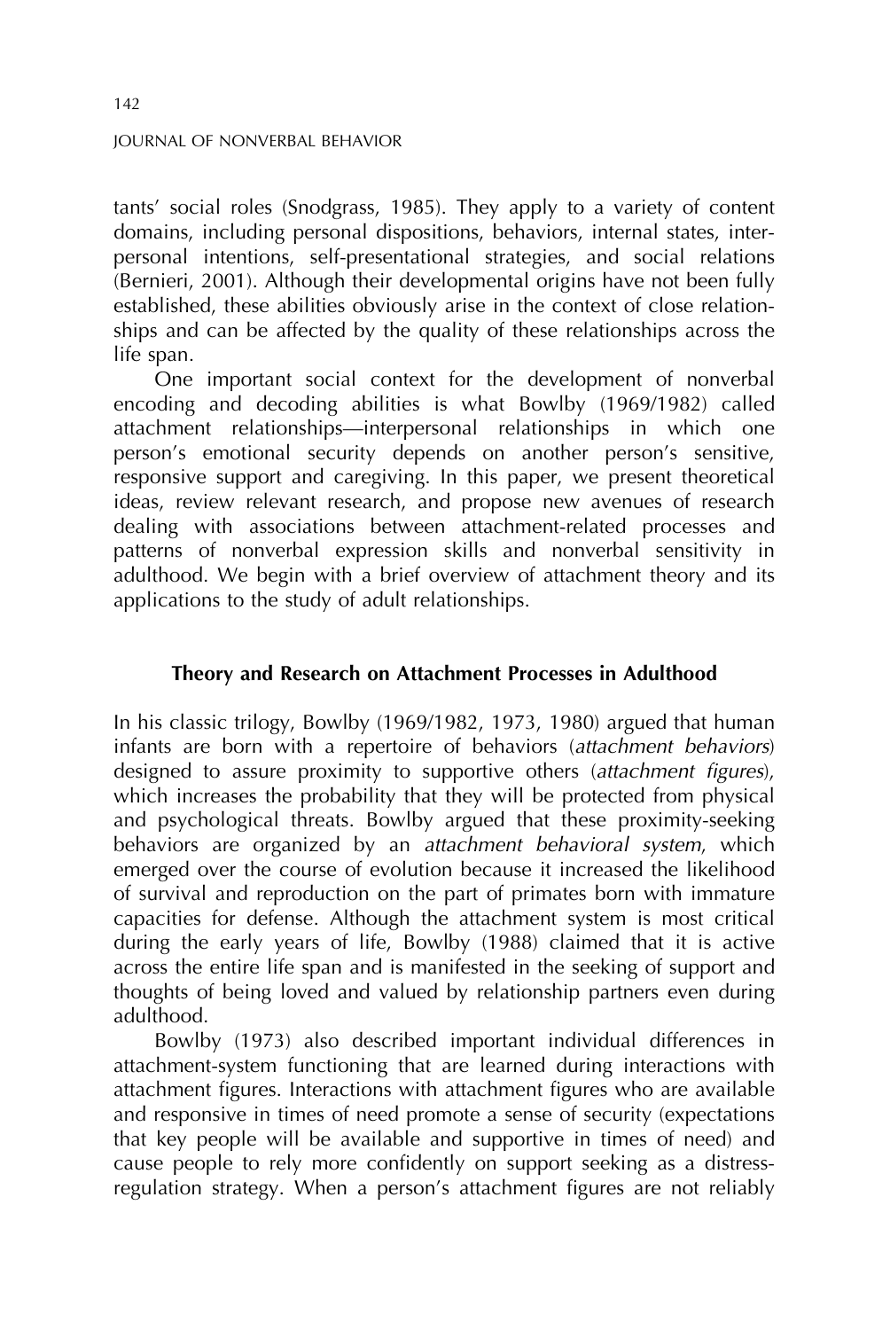tants' social roles (Snodgrass, 1985). They apply to a variety of content domains, including personal dispositions, behaviors, internal states, interpersonal intentions, self-presentational strategies, and social relations (Bernieri, 2001). Although their developmental origins have not been fully established, these abilities obviously arise in the context of close relationships and can be affected by the quality of these relationships across the life span.

One important social context for the development of nonverbal encoding and decoding abilities is what Bowlby (1969/1982) called attachment relationships—interpersonal relationships in which one person's emotional security depends on another person's sensitive, responsive support and caregiving. In this paper, we present theoretical ideas, review relevant research, and propose new avenues of research dealing with associations between attachment-related processes and patterns of nonverbal expression skills and nonverbal sensitivity in adulthood. We begin with a brief overview of attachment theory and its applications to the study of adult relationships.

## Theory and Research on Attachment Processes in Adulthood

In his classic trilogy, Bowlby (1969/1982, 1973, 1980) argued that human infants are born with a repertoire of behaviors (*attachment behaviors*) designed to assure proximity to supportive others (*attachment figures*), which increases the probability that they will be protected from physical and psychological threats. Bowlby argued that these proximity-seeking behaviors are organized by an *attachment behavioral system*, which emerged over the course of evolution because it increased the likelihood of survival and reproduction on the part of primates born with immature capacities for defense. Although the attachment system is most critical during the early years of life, Bowlby (1988) claimed that it is active across the entire life span and is manifested in the seeking of support and thoughts of being loved and valued by relationship partners even during adulthood.

Bowlby (1973) also described important individual differences in attachment-system functioning that are learned during interactions with attachment figures. Interactions with attachment figures who are available and responsive in times of need promote a sense of security (expectations that key people will be available and supportive in times of need) and cause people to rely more confidently on support seeking as a distress-regulation strategy. When a person's attachment figures are not reliably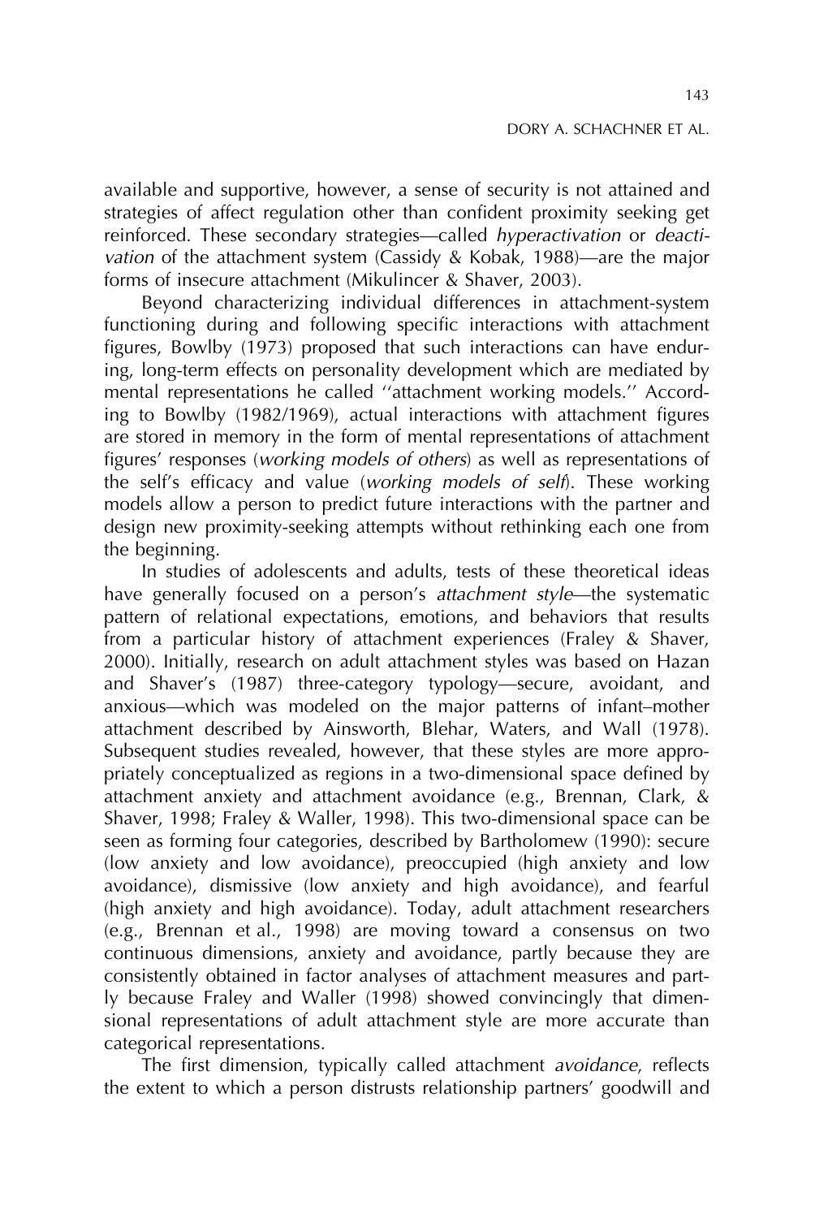available and supportive, however, a sense of security is not attained and strategies of affect regulation other than confident proximity seeking get reinforced. These secondary strategies—called *hyperactivation* or *deactivation* of the attachment system (Cassidy & Kobak, 1988)—are the major forms of insecure attachment (Mikulincer & Shaver, 2003).

Beyond characterizing individual differences in attachment-system functioning during and following specific interactions with attachment figures, Bowlby (1973) proposed that such interactions can have enduring, long-term effects on personality development which are mediated by mental representations he called ''attachment working models.'' According to Bowlby (1982/1969), actual interactions with attachment figures are stored in memory in the form of mental representations of attachment figures' responses (*working models of others*) as well as representations of the self's efficacy and value (*working models of self*). These working models allow a person to predict future interactions with the partner and design new proximity-seeking attempts without rethinking each one from the beginning.

In studies of adolescents and adults, tests of these theoretical ideas have generally focused on a person's *attachment style*—the systematic pattern of relational expectations, emotions, and behaviors that results from a particular history of attachment experiences (Fraley & Shaver, 2000). Initially, research on adult attachment styles was based on Hazan and Shaver's (1987) three-category typology—secure, avoidant, and anxious—which was modeled on the major patterns of infant–mother attachment described by Ainsworth, Blehar, Waters, and Wall (1978). Subsequent studies revealed, however, that these styles are more appropriately conceptualized as regions in a two-dimensional space defined by attachment anxiety and attachment avoidance (e.g., Brennan, Clark, & Shaver, 1998; Fraley & Waller, 1998). This two-dimensional space can be seen as forming four categories, described by Bartholomew (1990): secure (low anxiety and low avoidance), preoccupied (high anxiety and low avoidance), dismissive (low anxiety and high avoidance), and fearful (high anxiety and high avoidance). Today, adult attachment researchers (e.g., Brennan et al., 1998) are moving toward a consensus on two continuous dimensions, anxiety and avoidance, partly because they are consistently obtained in factor analyses of attachment measures and partly because Fraley and Waller (1998) showed convincingly that dimensional representations of adult attachment style are more accurate than categorical representations.

The first dimension, typically called attachment *avoidance*, reflects the extent to which a person distrusts relationship partners' goodwill and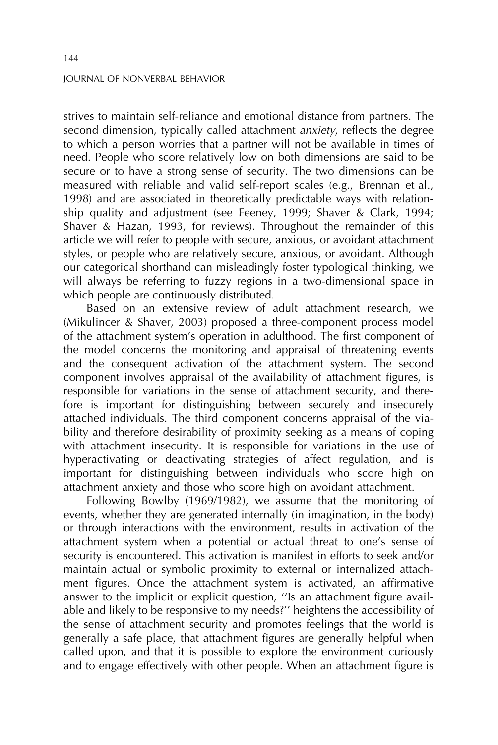strives to maintain self-reliance and emotional distance from partners. The second dimension, typically called attachment *anxiety*, reflects the degree to which a person worries that a partner will not be available in times of need. People who score relatively low on both dimensions are said to be secure or to have a strong sense of security. The two dimensions can be measured with reliable and valid self-report scales (e.g., Brennan et al., 1998) and are associated in theoretically predictable ways with relationship quality and adjustment (see Feeney, 1999; Shaver & Clark, 1994; Shaver & Hazan, 1993, for reviews). Throughout the remainder of this article we will refer to people with secure, anxious, or avoidant attachment styles, or people who are relatively secure, anxious, or avoidant. Although our categorical shorthand can misleadingly foster typological thinking, we will always be referring to fuzzy regions in a two-dimensional space in which people are continuously distributed.

Based on an extensive review of adult attachment research, we (Mikulincer & Shaver, 2003) proposed a three-component process model of the attachment system's operation in adulthood. The first component of the model concerns the monitoring and appraisal of threatening events and the consequent activation of the attachment system. The second component involves appraisal of the availability of attachment figures, is responsible for variations in the sense of attachment security, and therefore is important for distinguishing between securely and insecurely attached individuals. The third component concerns appraisal of the viability and therefore desirability of proximity seeking as a means of coping with attachment insecurity. It is responsible for variations in the use of hyperactivating or deactivating strategies of affect regulation, and is important for distinguishing between individuals who score high on attachment anxiety and those who score high on avoidant attachment.

Following Bowlby (1969/1982), we assume that the monitoring of events, whether they are generated internally (in imagination, in the body) or through interactions with the environment, results in activation of the attachment system when a potential or actual threat to one's sense of security is encountered. This activation is manifest in efforts to seek and/or maintain actual or symbolic proximity to external or internalized attachment figures. Once the attachment system is activated, an affirmative answer to the implicit or explicit question, ''Is an attachment figure available and likely to be responsive to my needs?'' heightens the accessibility of the sense of attachment security and promotes feelings that the world is generally a safe place, that attachment figures are generally helpful when called upon, and that it is possible to explore the environment curiously and to engage effectively with other people. When an attachment figure is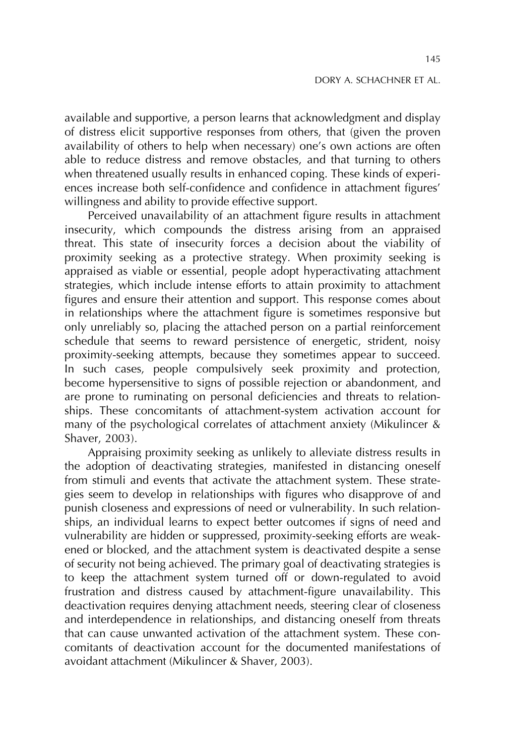available and supportive, a person learns that acknowledgment and display of distress elicit supportive responses from others, that (given the proven availability of others to help when necessary) one's own actions are often able to reduce distress and remove obstacles, and that turning to others when threatened usually results in enhanced coping. These kinds of experiences increase both self-confidence and confidence in attachment figures' willingness and ability to provide effective support.

Perceived unavailability of an attachment figure results in attachment insecurity, which compounds the distress arising from an appraised threat. This state of insecurity forces a decision about the viability of proximity seeking as a protective strategy. When proximity seeking is appraised as viable or essential, people adopt hyperactivating attachment strategies, which include intense efforts to attain proximity to attachment figures and ensure their attention and support. This response comes about in relationships where the attachment figure is sometimes responsive but only unreliably so, placing the attached person on a partial reinforcement schedule that seems to reward persistence of energetic, strident, noisy proximity-seeking attempts, because they sometimes appear to succeed. In such cases, people compulsively seek proximity and protection, become hypersensitive to signs of possible rejection or abandonment, and are prone to ruminating on personal deficiencies and threats to relationships. These concomitants of attachment-system activation account for many of the psychological correlates of attachment anxiety (Mikulincer & Shaver, 2003).

Appraising proximity seeking as unlikely to alleviate distress results in the adoption of deactivating strategies, manifested in distancing oneself from stimuli and events that activate the attachment system. These strategies seem to develop in relationships with figures who disapprove of and punish closeness and expressions of need or vulnerability. In such relationships, an individual learns to expect better outcomes if signs of need and vulnerability are hidden or suppressed, proximity-seeking efforts are weakened or blocked, and the attachment system is deactivated despite a sense of security not being achieved. The primary goal of deactivating strategies is to keep the attachment system turned off or down-regulated to avoid frustration and distress caused by attachment-figure unavailability. This deactivation requires denying attachment needs, steering clear of closeness and interdependence in relationships, and distancing oneself from threats that can cause unwanted activation of the attachment system. These concomitants of deactivation account for the documented manifestations of avoidant attachment (Mikulincer & Shaver, 2003).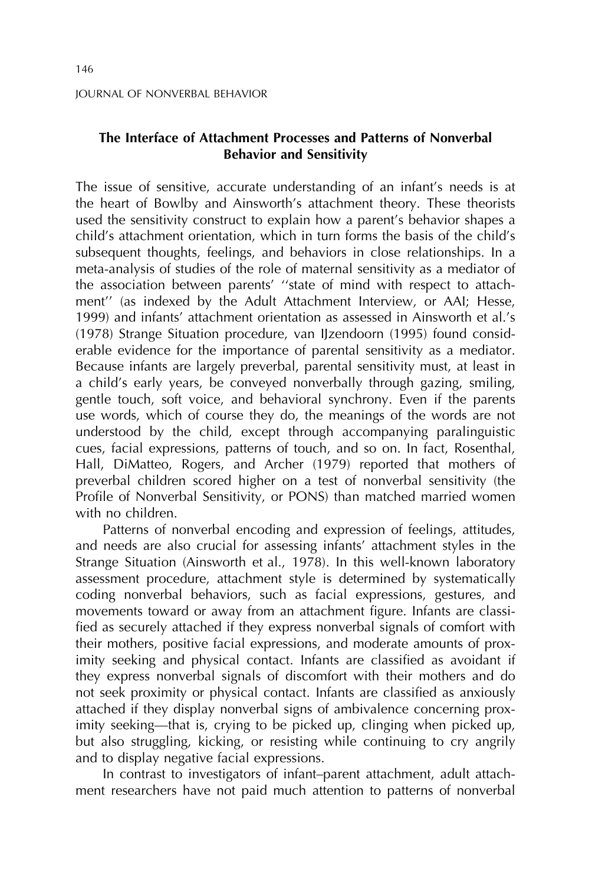## The Interface of Attachment Processes and Patterns of Nonverbal Behavior and Sensitivity

The issue of sensitive, accurate understanding of an infant's needs is at the heart of Bowlby and Ainsworth's attachment theory. These theorists used the sensitivity construct to explain how a parent's behavior shapes a child's attachment orientation, which in turn forms the basis of the child's subsequent thoughts, feelings, and behaviors in close relationships. In a meta-analysis of studies of the role of maternal sensitivity as a mediator of the association between parents' ''state of mind with respect to attachment'' (as indexed by the Adult Attachment Interview, or AAI; Hesse, 1999) and infants' attachment orientation as assessed in Ainsworth et al.'s (1978) Strange Situation procedure, van IJzendoorn (1995) found considerable evidence for the importance of parental sensitivity as a mediator. Because infants are largely preverbal, parental sensitivity must, at least in a child's early years, be conveyed nonverbally through gazing, smiling, gentle touch, soft voice, and behavioral synchrony. Even if the parents use words, which of course they do, the meanings of the words are not understood by the child, except through accompanying paralinguistic cues, facial expressions, patterns of touch, and so on. In fact, Rosenthal, Hall, DiMatteo, Rogers, and Archer (1979) reported that mothers of preverbal children scored higher on a test of nonverbal sensitivity (the Profile of Nonverbal Sensitivity, or PONS) than matched married women with no children.

Patterns of nonverbal encoding and expression of feelings, attitudes, and needs are also crucial for assessing infants' attachment styles in the Strange Situation (Ainsworth et al., 1978). In this well-known laboratory assessment procedure, attachment style is determined by systematically coding nonverbal behaviors, such as facial expressions, gestures, and movements toward or away from an attachment figure. Infants are classified as securely attached if they express nonverbal signals of comfort with their mothers, positive facial expressions, and moderate amounts of proximity seeking and physical contact. Infants are classified as avoidant if they express nonverbal signals of discomfort with their mothers and do not seek proximity or physical contact. Infants are classified as anxiously attached if they display nonverbal signs of ambivalence concerning proximity seeking—that is, crying to be picked up, clinging when picked up, but also struggling, kicking, or resisting while continuing to cry angrily and to display negative facial expressions.

In contrast to investigators of infant–parent attachment, adult attachment researchers have not paid much attention to patterns of nonverbal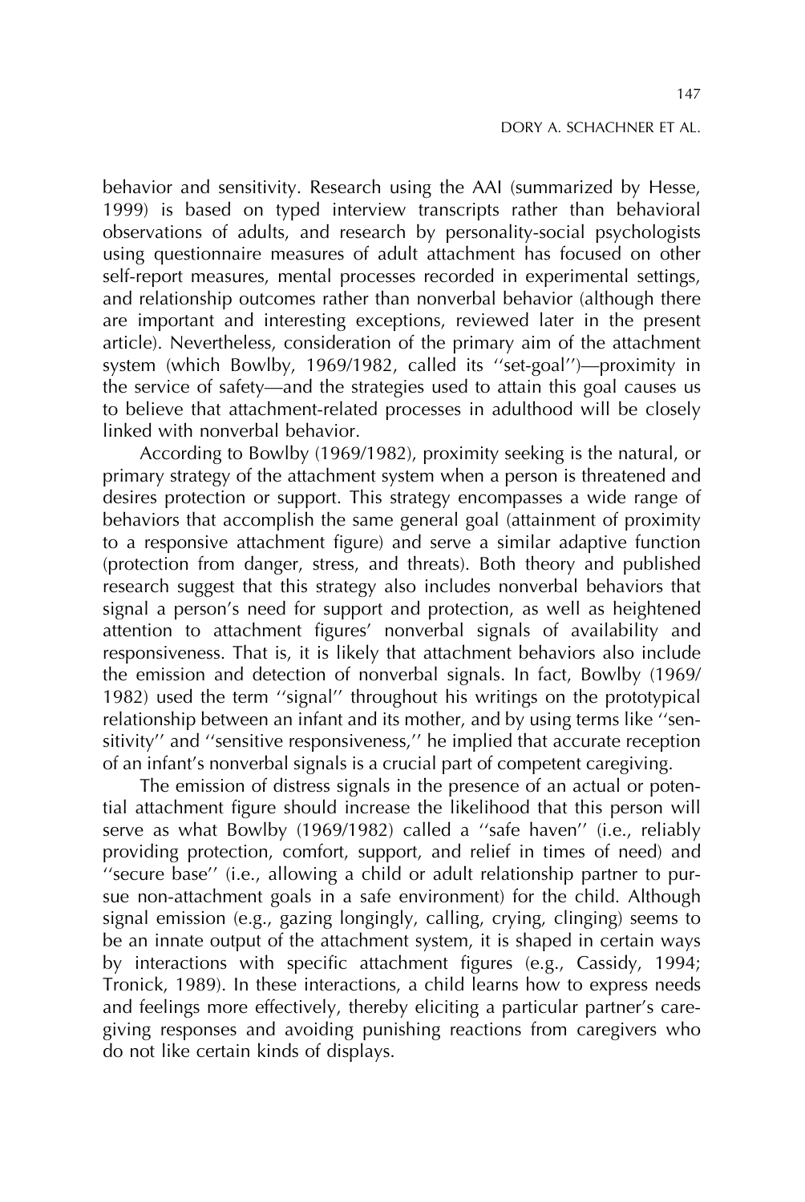behavior and sensitivity. Research using the AAI (summarized by Hesse, 1999) is based on typed interview transcripts rather than behavioral observations of adults, and research by personality-social psychologists using questionnaire measures of adult attachment has focused on other self-report measures, mental processes recorded in experimental settings, and relationship outcomes rather than nonverbal behavior (although there are important and interesting exceptions, reviewed later in the present article). Nevertheless, consideration of the primary aim of the attachment system (which Bowlby, 1969/1982, called its ''set-goal'')—proximity in the service of safety—and the strategies used to attain this goal causes us to believe that attachment-related processes in adulthood will be closely linked with nonverbal behavior.

According to Bowlby (1969/1982), proximity seeking is the natural, or primary strategy of the attachment system when a person is threatened and desires protection or support. This strategy encompasses a wide range of behaviors that accomplish the same general goal (attainment of proximity to a responsive attachment figure) and serve a similar adaptive function (protection from danger, stress, and threats). Both theory and published research suggest that this strategy also includes nonverbal behaviors that signal a person's need for support and protection, as well as heightened attention to attachment figures' nonverbal signals of availability and responsiveness. That is, it is likely that attachment behaviors also include the emission and detection of nonverbal signals. In fact, Bowlby (1969/1982) used the term ''signal'' throughout his writings on the prototypical relationship between an infant and its mother, and by using terms like ''sensitivity'' and ''sensitive responsiveness,'' he implied that accurate reception of an infant's nonverbal signals is a crucial part of competent caregiving.

The emission of distress signals in the presence of an actual or potential attachment figure should increase the likelihood that this person will serve as what Bowlby (1969/1982) called a ''safe haven'' (i.e., reliably providing protection, comfort, support, and relief in times of need) and ''secure base'' (i.e., allowing a child or adult relationship partner to pursue non-attachment goals in a safe environment) for the child. Although signal emission (e.g., gazing longingly, calling, crying, clinging) seems to be an innate output of the attachment system, it is shaped in certain ways by interactions with specific attachment figures (e.g., Cassidy, 1994; Tronick, 1989). In these interactions, a child learns how to express needs and feelings more effectively, thereby eliciting a particular partner's caregiving responses and avoiding punishing reactions from caregivers who do not like certain kinds of displays.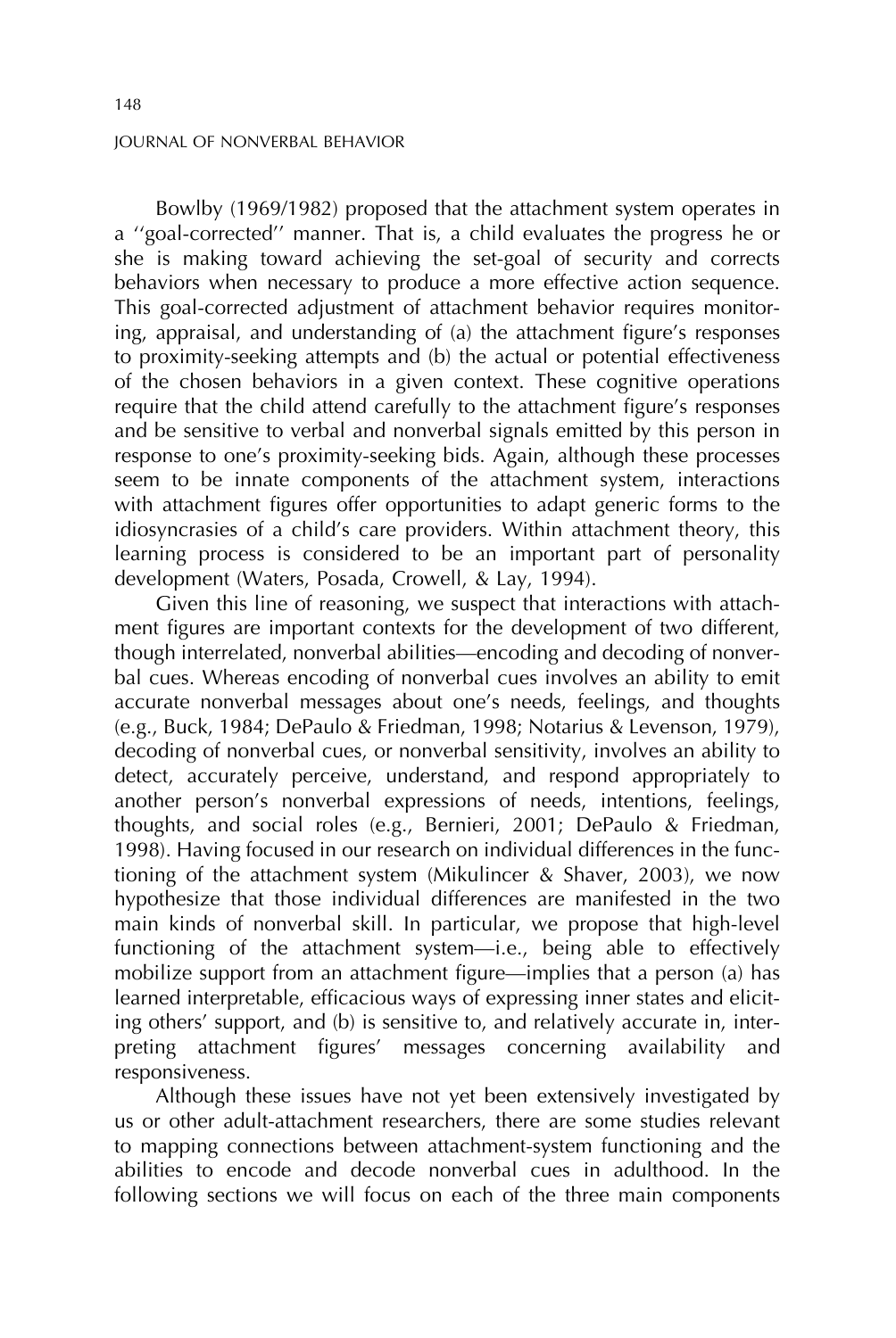Bowlby (1969/1982) proposed that the attachment system operates in a ''goal-corrected'' manner. That is, a child evaluates the progress he or she is making toward achieving the set-goal of security and corrects behaviors when necessary to produce a more effective action sequence. This goal-corrected adjustment of attachment behavior requires monitoring, appraisal, and understanding of (a) the attachment figure's responses to proximity-seeking attempts and (b) the actual or potential effectiveness of the chosen behaviors in a given context. These cognitive operations require that the child attend carefully to the attachment figure's responses and be sensitive to verbal and nonverbal signals emitted by this person in response to one's proximity-seeking bids. Again, although these processes seem to be innate components of the attachment system, interactions with attachment figures offer opportunities to adapt generic forms to the idiosyncrasies of a child's care providers. Within attachment theory, this learning process is considered to be an important part of personality development (Waters, Posada, Crowell, & Lay, 1994).

Given this line of reasoning, we suspect that interactions with attachment figures are important contexts for the development of two different, though interrelated, nonverbal abilities—encoding and decoding of nonverbal cues. Whereas encoding of nonverbal cues involves an ability to emit accurate nonverbal messages about one's needs, feelings, and thoughts (e.g., Buck, 1984; DePaulo & Friedman, 1998; Notarius & Levenson, 1979), decoding of nonverbal cues, or nonverbal sensitivity, involves an ability to detect, accurately perceive, understand, and respond appropriately to another person's nonverbal expressions of needs, intentions, feelings, thoughts, and social roles (e.g., Bernieri, 2001; DePaulo & Friedman, 1998). Having focused in our research on individual differences in the functioning of the attachment system (Mikulincer & Shaver, 2003), we now hypothesize that those individual differences are manifested in the two main kinds of nonverbal skill. In particular, we propose that high-level functioning of the attachment system—i.e., being able to effectively mobilize support from an attachment figure—implies that a person (a) has learned interpretable, efficacious ways of expressing inner states and eliciting others' support, and (b) is sensitive to, and relatively accurate in, interpreting attachment figures' messages concerning availability and responsiveness.

Although these issues have not yet been extensively investigated by us or other adult-attachment researchers, there are some studies relevant to mapping connections between attachment-system functioning and the abilities to encode and decode nonverbal cues in adulthood. In the following sections we will focus on each of the three main components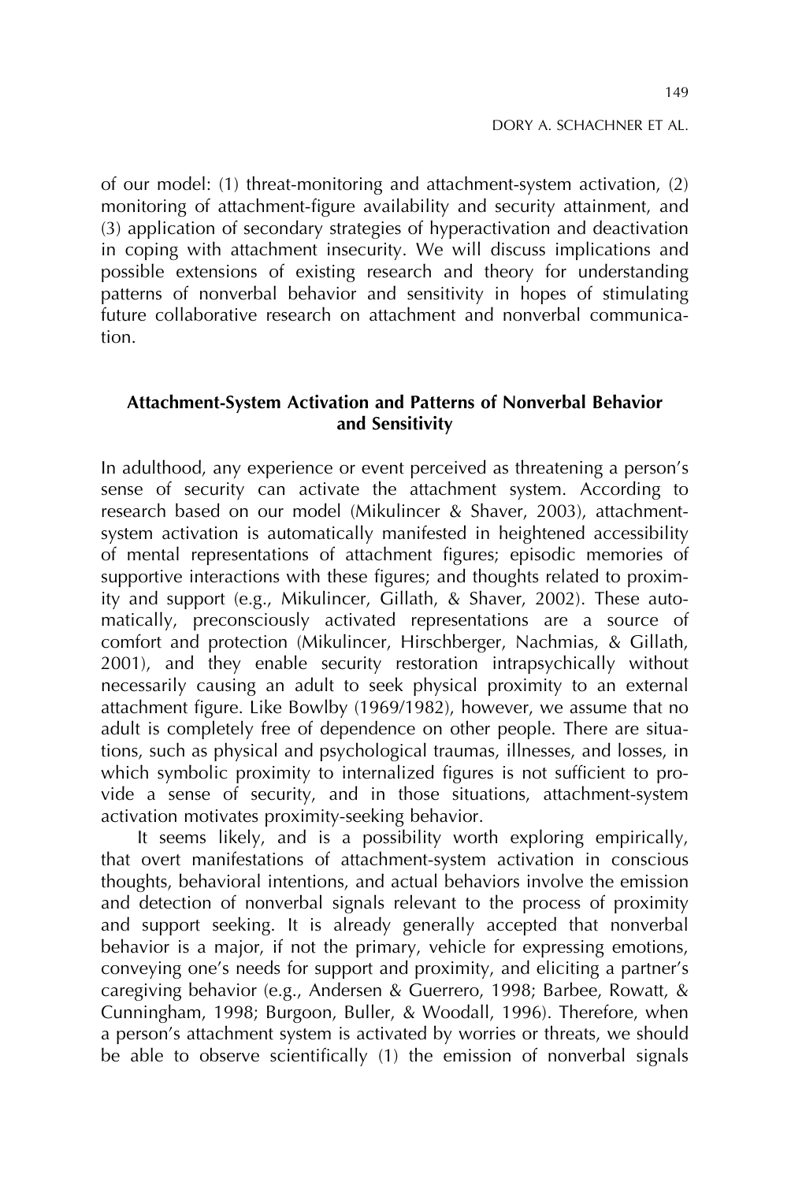of our model: (1) threat-monitoring and attachment-system activation, (2) monitoring of attachment-figure availability and security attainment, and (3) application of secondary strategies of hyperactivation and deactivation in coping with attachment insecurity. We will discuss implications and possible extensions of existing research and theory for understanding patterns of nonverbal behavior and sensitivity in hopes of stimulating future collaborative research on attachment and nonverbal communication.

### Attachment-System Activation and Patterns of Nonverbal Behavior and Sensitivity

In adulthood, any experience or event perceived as threatening a person's sense of security can activate the attachment system. According to research based on our model (Mikulincer & Shaver, 2003), attachment-system activation is automatically manifested in heightened accessibility of mental representations of attachment figures; episodic memories of supportive interactions with these figures; and thoughts related to proximity and support (e.g., Mikulincer, Gillath, & Shaver, 2002). These automatically, preconsciously activated representations are a source of comfort and protection (Mikulincer, Hirschberger, Nachmias, & Gillath, 2001), and they enable security restoration intrapsychically without necessarily causing an adult to seek physical proximity to an external attachment figure. Like Bowlby (1969/1982), however, we assume that no adult is completely free of dependence on other people. There are situations, such as physical and psychological traumas, illnesses, and losses, in which symbolic proximity to internalized figures is not sufficient to provide a sense of security, and in those situations, attachment-system activation motivates proximity-seeking behavior.

It seems likely, and is a possibility worth exploring empirically, that overt manifestations of attachment-system activation in conscious thoughts, behavioral intentions, and actual behaviors involve the emission and detection of nonverbal signals relevant to the process of proximity and support seeking. It is already generally accepted that nonverbal behavior is a major, if not the primary, vehicle for expressing emotions, conveying one's needs for support and proximity, and eliciting a partner's caregiving behavior (e.g., Andersen & Guerrero, 1998; Barbee, Rowatt, & Cunningham, 1998; Burgoon, Buller, & Woodall, 1996). Therefore, when a person's attachment system is activated by worries or threats, we should be able to observe scientifically (1) the emission of nonverbal signals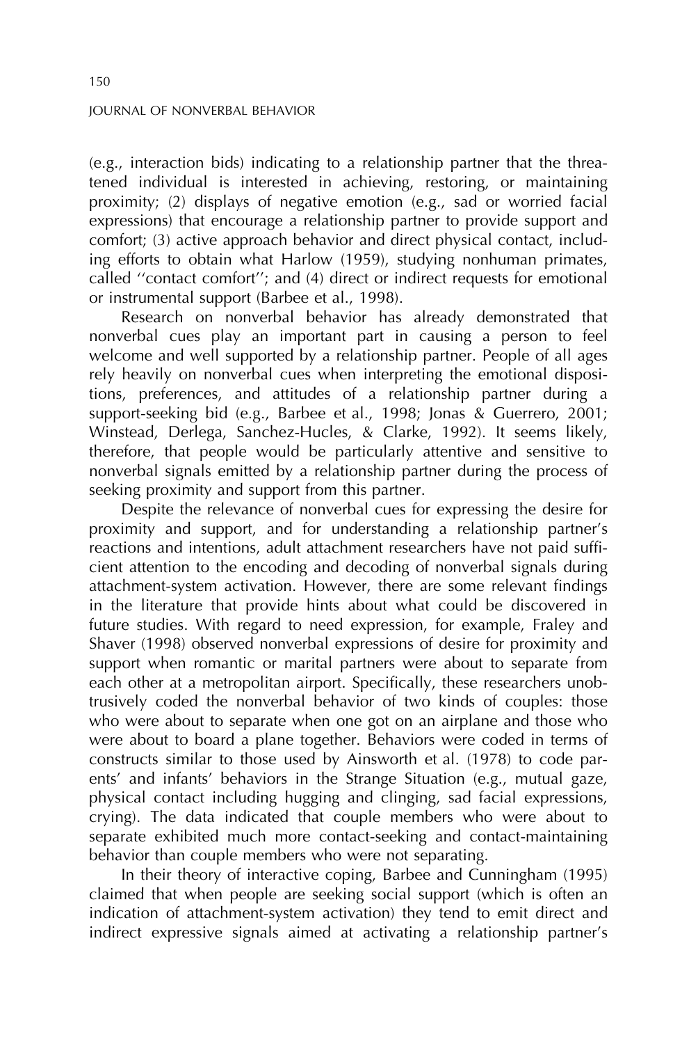(e.g., interaction bids) indicating to a relationship partner that the threatened individual is interested in achieving, restoring, or maintaining proximity; (2) displays of negative emotion (e.g., sad or worried facial expressions) that encourage a relationship partner to provide support and comfort; (3) active approach behavior and direct physical contact, including efforts to obtain what Harlow (1959), studying nonhuman primates, called ''contact comfort''; and (4) direct or indirect requests for emotional or instrumental support (Barbee et al., 1998).

Research on nonverbal behavior has already demonstrated that nonverbal cues play an important part in causing a person to feel welcome and well supported by a relationship partner. People of all ages rely heavily on nonverbal cues when interpreting the emotional dispositions, preferences, and attitudes of a relationship partner during a support-seeking bid (e.g., Barbee et al., 1998; Jonas & Guerrero, 2001; Winstead, Derlega, Sanchez-Hucles, & Clarke, 1992). It seems likely, therefore, that people would be particularly attentive and sensitive to nonverbal signals emitted by a relationship partner during the process of seeking proximity and support from this partner.

Despite the relevance of nonverbal cues for expressing the desire for proximity and support, and for understanding a relationship partner's reactions and intentions, adult attachment researchers have not paid sufficient attention to the encoding and decoding of nonverbal signals during attachment-system activation. However, there are some relevant findings in the literature that provide hints about what could be discovered in future studies. With regard to need expression, for example, Fraley and Shaver (1998) observed nonverbal expressions of desire for proximity and support when romantic or marital partners were about to separate from each other at a metropolitan airport. Specifically, these researchers unobtrusively coded the nonverbal behavior of two kinds of couples: those who were about to separate when one got on an airplane and those who were about to board a plane together. Behaviors were coded in terms of constructs similar to those used by Ainsworth et al. (1978) to code parents' and infants' behaviors in the Strange Situation (e.g., mutual gaze, physical contact including hugging and clinging, sad facial expressions, crying). The data indicated that couple members who were about to separate exhibited much more contact-seeking and contact-maintaining behavior than couple members who were not separating.

In their theory of interactive coping, Barbee and Cunningham (1995) claimed that when people are seeking social support (which is often an indication of attachment-system activation) they tend to emit direct and indirect expressive signals aimed at activating a relationship partner's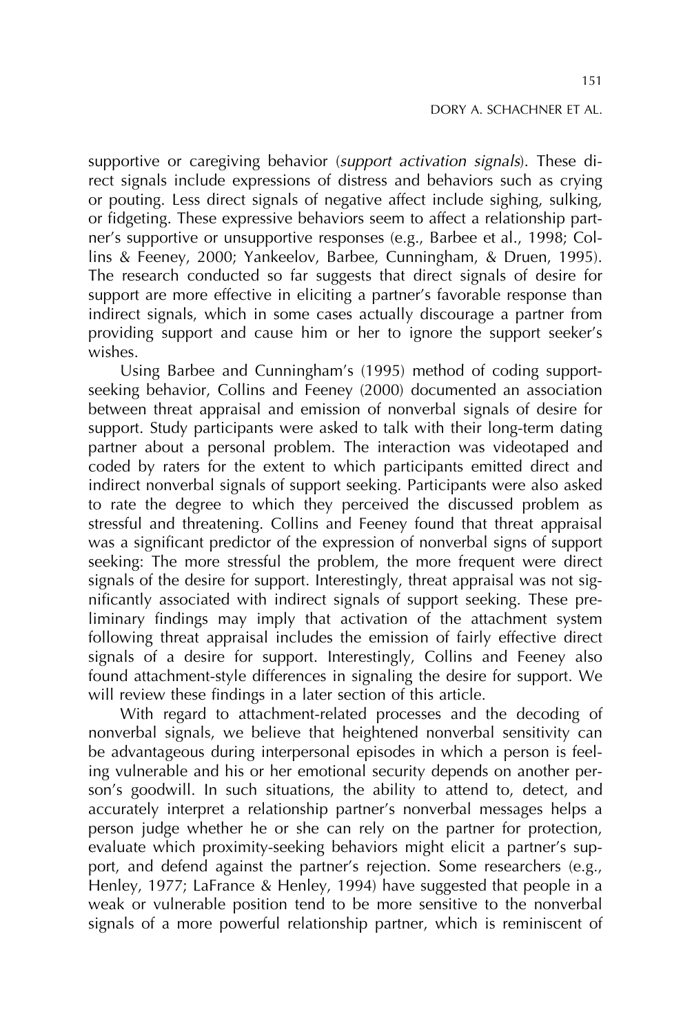supportive or caregiving behavior (*support activation signals*). These direct signals include expressions of distress and behaviors such as crying or pouting. Less direct signals of negative affect include sighing, sulking, or fidgeting. These expressive behaviors seem to affect a relationship partner's supportive or unsupportive responses (e.g., Barbee et al., 1998; Collins & Feeney, 2000; Yankeelov, Barbee, Cunningham, & Druen, 1995). The research conducted so far suggests that direct signals of desire for support are more effective in eliciting a partner's favorable response than indirect signals, which in some cases actually discourage a partner from providing support and cause him or her to ignore the support seeker's wishes.

Using Barbee and Cunningham's (1995) method of coding support-seeking behavior, Collins and Feeney (2000) documented an association between threat appraisal and emission of nonverbal signals of desire for support. Study participants were asked to talk with their long-term dating partner about a personal problem. The interaction was videotaped and coded by raters for the extent to which participants emitted direct and indirect nonverbal signals of support seeking. Participants were also asked to rate the degree to which they perceived the discussed problem as stressful and threatening. Collins and Feeney found that threat appraisal was a significant predictor of the expression of nonverbal signs of support seeking: The more stressful the problem, the more frequent were direct signals of the desire for support. Interestingly, threat appraisal was not significantly associated with indirect signals of support seeking. These preliminary findings may imply that activation of the attachment system following threat appraisal includes the emission of fairly effective direct signals of a desire for support. Interestingly, Collins and Feeney also found attachment-style differences in signaling the desire for support. We will review these findings in a later section of this article.

With regard to attachment-related processes and the decoding of nonverbal signals, we believe that heightened nonverbal sensitivity can be advantageous during interpersonal episodes in which a person is feeling vulnerable and his or her emotional security depends on another person's goodwill. In such situations, the ability to attend to, detect, and accurately interpret a relationship partner's nonverbal messages helps a person judge whether he or she can rely on the partner for protection, evaluate which proximity-seeking behaviors might elicit a partner's support, and defend against the partner's rejection. Some researchers (e.g., Henley, 1977; LaFrance & Henley, 1994) have suggested that people in a weak or vulnerable position tend to be more sensitive to the nonverbal signals of a more powerful relationship partner, which is reminiscent of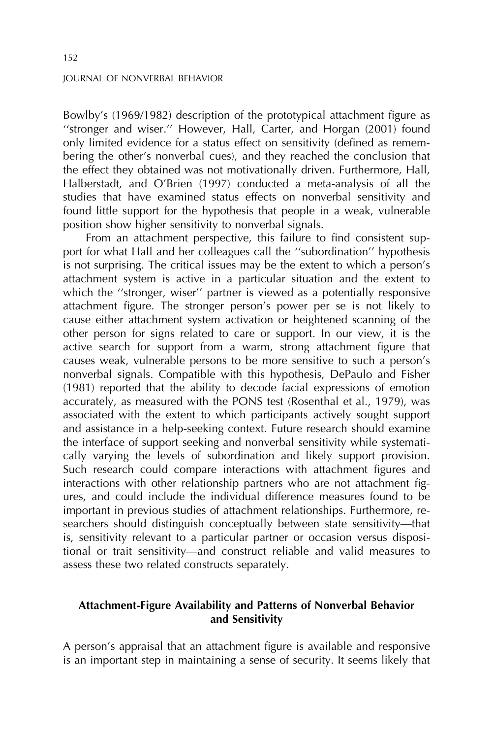Bowlby's (1969/1982) description of the prototypical attachment figure as ''stronger and wiser.'' However, Hall, Carter, and Horgan (2001) found only limited evidence for a status effect on sensitivity (defined as remembering the other's nonverbal cues), and they reached the conclusion that the effect they obtained was not motivationally driven. Furthermore, Hall, Halberstadt, and O'Brien (1997) conducted a meta-analysis of all the studies that have examined status effects on nonverbal sensitivity and found little support for the hypothesis that people in a weak, vulnerable position show higher sensitivity to nonverbal signals.

From an attachment perspective, this failure to find consistent support for what Hall and her colleagues call the ''subordination'' hypothesis is not surprising. The critical issues may be the extent to which a person's attachment system is active in a particular situation and the extent to which the ''stronger, wiser'' partner is viewed as a potentially responsive attachment figure. The stronger person's power per se is not likely to cause either attachment system activation or heightened scanning of the other person for signs related to care or support. In our view, it is the active search for support from a warm, strong attachment figure that causes weak, vulnerable persons to be more sensitive to such a person's nonverbal signals. Compatible with this hypothesis, DePaulo and Fisher (1981) reported that the ability to decode facial expressions of emotion accurately, as measured with the PONS test (Rosenthal et al., 1979), was associated with the extent to which participants actively sought support and assistance in a help-seeking context. Future research should examine the interface of support seeking and nonverbal sensitivity while systematically varying the levels of subordination and likely support provision. Such research could compare interactions with attachment figures and interactions with other relationship partners who are not attachment figures, and could include the individual difference measures found to be important in previous studies of attachment relationships. Furthermore, researchers should distinguish conceptually between state sensitivity—that is, sensitivity relevant to a particular partner or occasion versus dispositional or trait sensitivity—and construct reliable and valid measures to assess these two related constructs separately.

## Attachment-Figure Availability and Patterns of Nonverbal Behavior and Sensitivity

A person's appraisal that an attachment figure is available and responsive is an important step in maintaining a sense of security. It seems likely that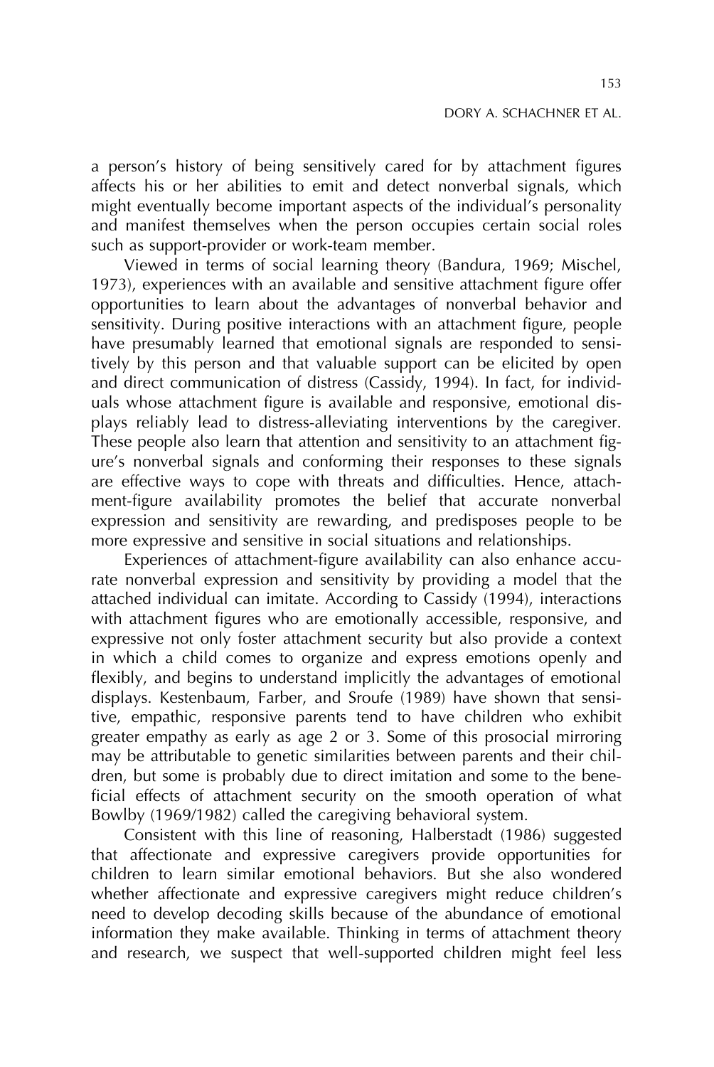a person's history of being sensitively cared for by attachment figures affects his or her abilities to emit and detect nonverbal signals, which might eventually become important aspects of the individual's personality and manifest themselves when the person occupies certain social roles such as support-provider or work-team member.

Viewed in terms of social learning theory (Bandura, 1969; Mischel, 1973), experiences with an available and sensitive attachment figure offer opportunities to learn about the advantages of nonverbal behavior and sensitivity. During positive interactions with an attachment figure, people have presumably learned that emotional signals are responded to sensitively by this person and that valuable support can be elicited by open and direct communication of distress (Cassidy, 1994). In fact, for individuals whose attachment figure is available and responsive, emotional displays reliably lead to distress-alleviating interventions by the caregiver. These people also learn that attention and sensitivity to an attachment figure's nonverbal signals and conforming their responses to these signals are effective ways to cope with threats and difficulties. Hence, attachment-figure availability promotes the belief that accurate nonverbal expression and sensitivity are rewarding, and predisposes people to be more expressive and sensitive in social situations and relationships.

Experiences of attachment-figure availability can also enhance accurate nonverbal expression and sensitivity by providing a model that the attached individual can imitate. According to Cassidy (1994), interactions with attachment figures who are emotionally accessible, responsive, and expressive not only foster attachment security but also provide a context in which a child comes to organize and express emotions openly and flexibly, and begins to understand implicitly the advantages of emotional displays. Kestenbaum, Farber, and Sroufe (1989) have shown that sensitive, empathic, responsive parents tend to have children who exhibit greater empathy as early as age 2 or 3. Some of this prosocial mirroring may be attributable to genetic similarities between parents and their children, but some is probably due to direct imitation and some to the beneficial effects of attachment security on the smooth operation of what Bowlby (1969/1982) called the caregiving behavioral system.

Consistent with this line of reasoning, Halberstadt (1986) suggested that affectionate and expressive caregivers provide opportunities for children to learn similar emotional behaviors. But she also wondered whether affectionate and expressive caregivers might reduce children's need to develop decoding skills because of the abundance of emotional information they make available. Thinking in terms of attachment theory and research, we suspect that well-supported children might feel less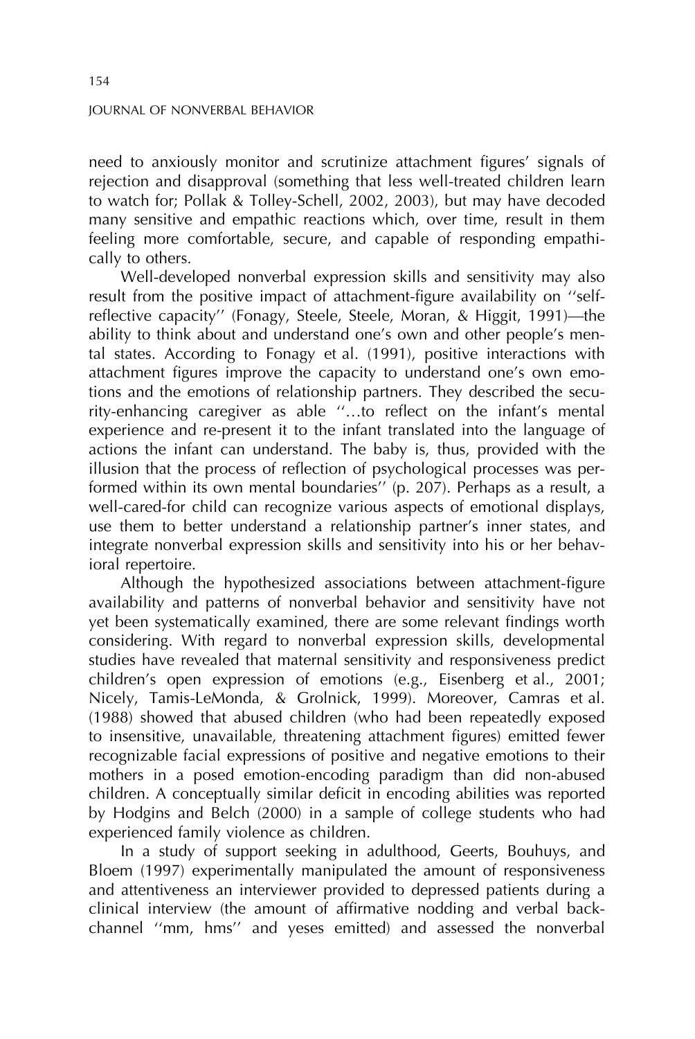need to anxiously monitor and scrutinize attachment figures' signals of rejection and disapproval (something that less well-treated children learn to watch for; Pollak & Tolley-Schell, 2002, 2003), but may have decoded many sensitive and empathic reactions which, over time, result in them feeling more comfortable, secure, and capable of responding empathically to others.

Well-developed nonverbal expression skills and sensitivity may also result from the positive impact of attachment-figure availability on ''self-reflective capacity'' (Fonagy, Steele, Steele, Moran, & Higgit, 1991)—the ability to think about and understand one's own and other people's mental states. According to Fonagy et al. (1991), positive interactions with attachment figures improve the capacity to understand one's own emotions and the emotions of relationship partners. They described the security-enhancing caregiver as able ''…to reflect on the infant's mental experience and re-present it to the infant translated into the language of actions the infant can understand. The baby is, thus, provided with the illusion that the process of reflection of psychological processes was performed within its own mental boundaries'' (p. 207). Perhaps as a result, a well-cared-for child can recognize various aspects of emotional displays, use them to better understand a relationship partner's inner states, and integrate nonverbal expression skills and sensitivity into his or her behavioral repertoire.

Although the hypothesized associations between attachment-figure availability and patterns of nonverbal behavior and sensitivity have not yet been systematically examined, there are some relevant findings worth considering. With regard to nonverbal expression skills, developmental studies have revealed that maternal sensitivity and responsiveness predict children's open expression of emotions (e.g., Eisenberg et al., 2001; Nicely, Tamis-LeMonda, & Grolnick, 1999). Moreover, Camras et al. (1988) showed that abused children (who had been repeatedly exposed to insensitive, unavailable, threatening attachment figures) emitted fewer recognizable facial expressions of positive and negative emotions to their mothers in a posed emotion-encoding paradigm than did non-abused children. A conceptually similar deficit in encoding abilities was reported by Hodgins and Belch (2000) in a sample of college students who had experienced family violence as children.

In a study of support seeking in adulthood, Geerts, Bouhuys, and Bloem (1997) experimentally manipulated the amount of responsiveness and attentiveness an interviewer provided to depressed patients during a clinical interview (the amount of affirmative nodding and verbal back-channel ''mm, hms'' and yeses emitted) and assessed the nonverbal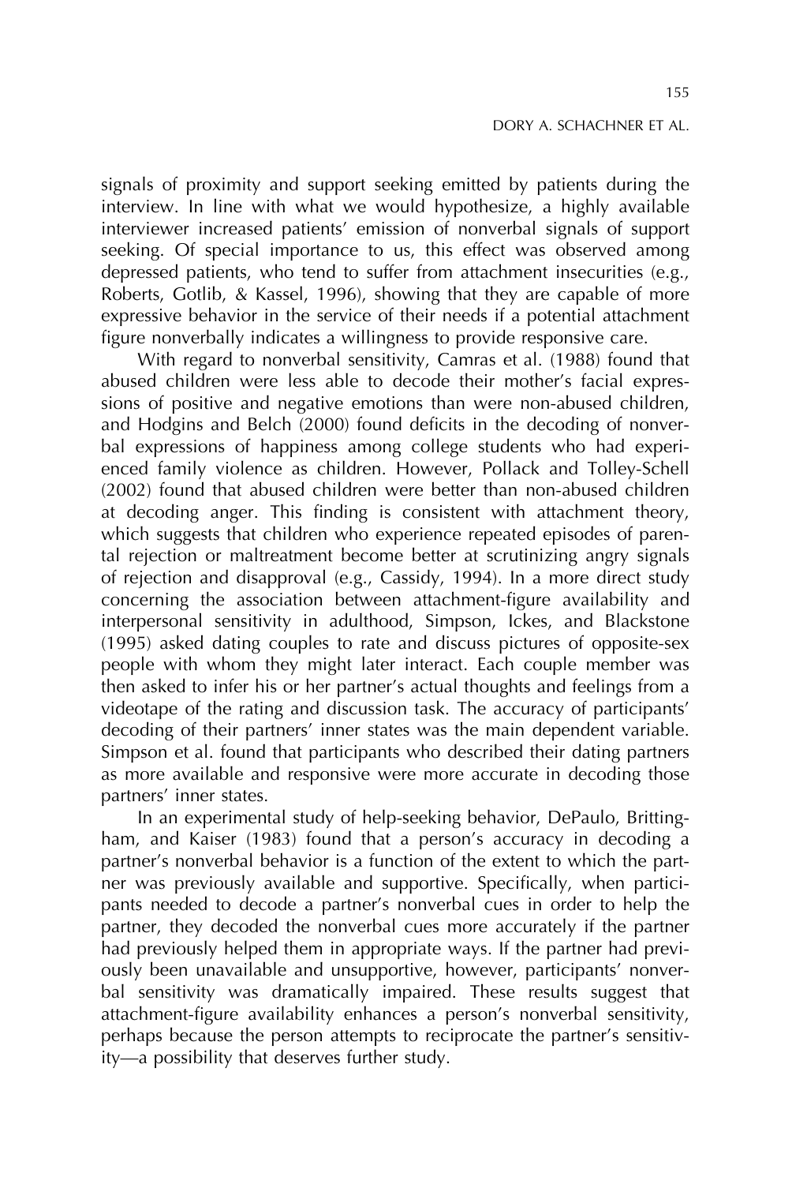signals of proximity and support seeking emitted by patients during the interview. In line with what we would hypothesize, a highly available interviewer increased patients' emission of nonverbal signals of support seeking. Of special importance to us, this effect was observed among depressed patients, who tend to suffer from attachment insecurities (e.g., Roberts, Gotlib, & Kassel, 1996), showing that they are capable of more expressive behavior in the service of their needs if a potential attachment figure nonverbally indicates a willingness to provide responsive care.

With regard to nonverbal sensitivity, Camras et al. (1988) found that abused children were less able to decode their mother's facial expressions of positive and negative emotions than were non-abused children, and Hodgins and Belch (2000) found deficits in the decoding of nonverbal expressions of happiness among college students who had experienced family violence as children. However, Pollack and Tolley-Schell (2002) found that abused children were better than non-abused children at decoding anger. This finding is consistent with attachment theory, which suggests that children who experience repeated episodes of parental rejection or maltreatment become better at scrutinizing angry signals of rejection and disapproval (e.g., Cassidy, 1994). In a more direct study concerning the association between attachment-figure availability and interpersonal sensitivity in adulthood, Simpson, Ickes, and Blackstone (1995) asked dating couples to rate and discuss pictures of opposite-sex people with whom they might later interact. Each couple member was then asked to infer his or her partner's actual thoughts and feelings from a videotape of the rating and discussion task. The accuracy of participants' decoding of their partners' inner states was the main dependent variable. Simpson et al. found that participants who described their dating partners as more available and responsive were more accurate in decoding those partners' inner states.

In an experimental study of help-seeking behavior, DePaulo, Brittingham, and Kaiser (1983) found that a person's accuracy in decoding a partner's nonverbal behavior is a function of the extent to which the partner was previously available and supportive. Specifically, when participants needed to decode a partner's nonverbal cues in order to help the partner, they decoded the nonverbal cues more accurately if the partner had previously helped them in appropriate ways. If the partner had previously been unavailable and unsupportive, however, participants' nonverbal sensitivity was dramatically impaired. These results suggest that attachment-figure availability enhances a person's nonverbal sensitivity, perhaps because the person attempts to reciprocate the partner's sensitivity—a possibility that deserves further study.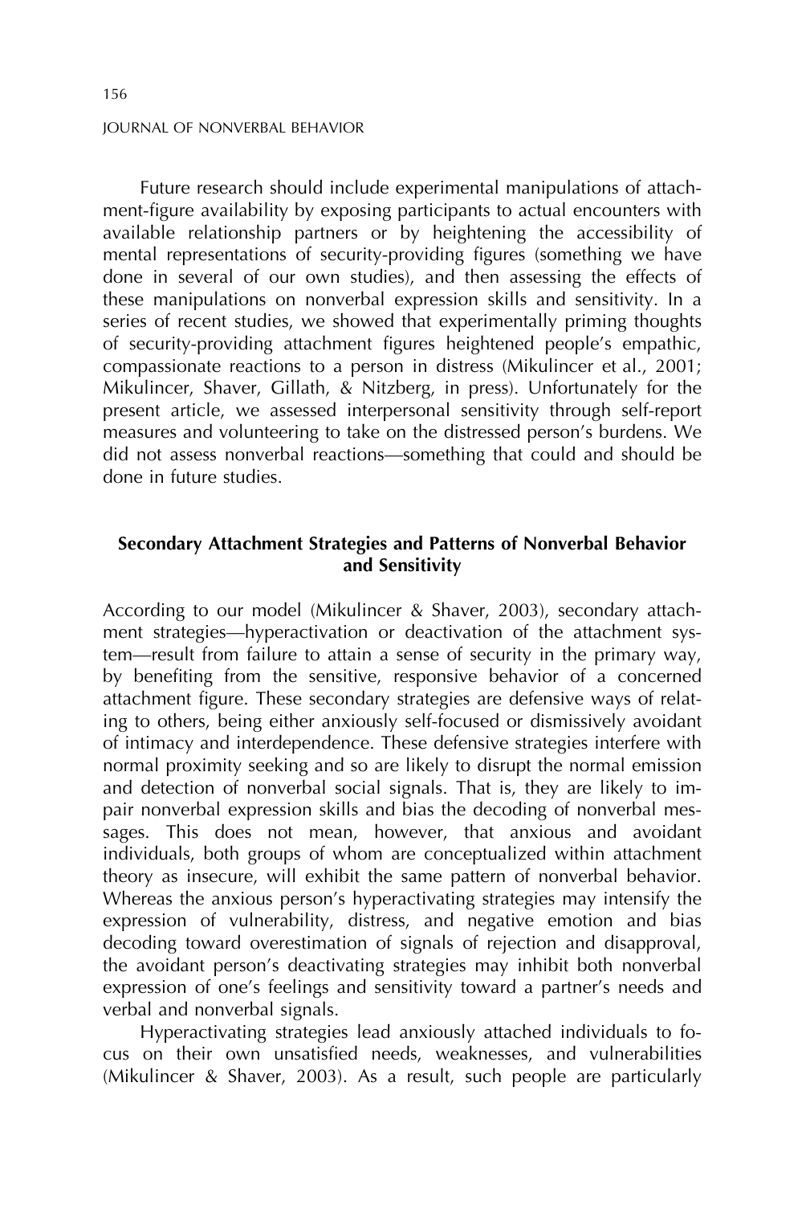Future research should include experimental manipulations of attachment-figure availability by exposing participants to actual encounters with available relationship partners or by heightening the accessibility of mental representations of security-providing figures (something we have done in several of our own studies), and then assessing the effects of these manipulations on nonverbal expression skills and sensitivity. In a series of recent studies, we showed that experimentally priming thoughts of security-providing attachment figures heightened people's empathic, compassionate reactions to a person in distress (Mikulincer et al., 2001; Mikulincer, Shaver, Gillath, & Nitzberg, in press). Unfortunately for the present article, we assessed interpersonal sensitivity through self-report measures and volunteering to take on the distressed person's burdens. We did not assess nonverbal reactions—something that could and should be done in future studies.

## Secondary Attachment Strategies and Patterns of Nonverbal Behavior and Sensitivity

According to our model (Mikulincer & Shaver, 2003), secondary attachment strategies—hyperactivation or deactivation of the attachment system—result from failure to attain a sense of security in the primary way, by benefiting from the sensitive, responsive behavior of a concerned attachment figure. These secondary strategies are defensive ways of relating to others, being either anxiously self-focused or dismissively avoidant of intimacy and interdependence. These defensive strategies interfere with normal proximity seeking and so are likely to disrupt the normal emission and detection of nonverbal social signals. That is, they are likely to impair nonverbal expression skills and bias the decoding of nonverbal messages. This does not mean, however, that anxious and avoidant individuals, both groups of whom are conceptualized within attachment theory as insecure, will exhibit the same pattern of nonverbal behavior. Whereas the anxious person's hyperactivating strategies may intensify the expression of vulnerability, distress, and negative emotion and bias decoding toward overestimation of signals of rejection and disapproval, the avoidant person's deactivating strategies may inhibit both nonverbal expression of one's feelings and sensitivity toward a partner's needs and verbal and nonverbal signals.

Hyperactivating strategies lead anxiously attached individuals to focus on their own unsatisfied needs, weaknesses, and vulnerabilities (Mikulincer & Shaver, 2003). As a result, such people are particularly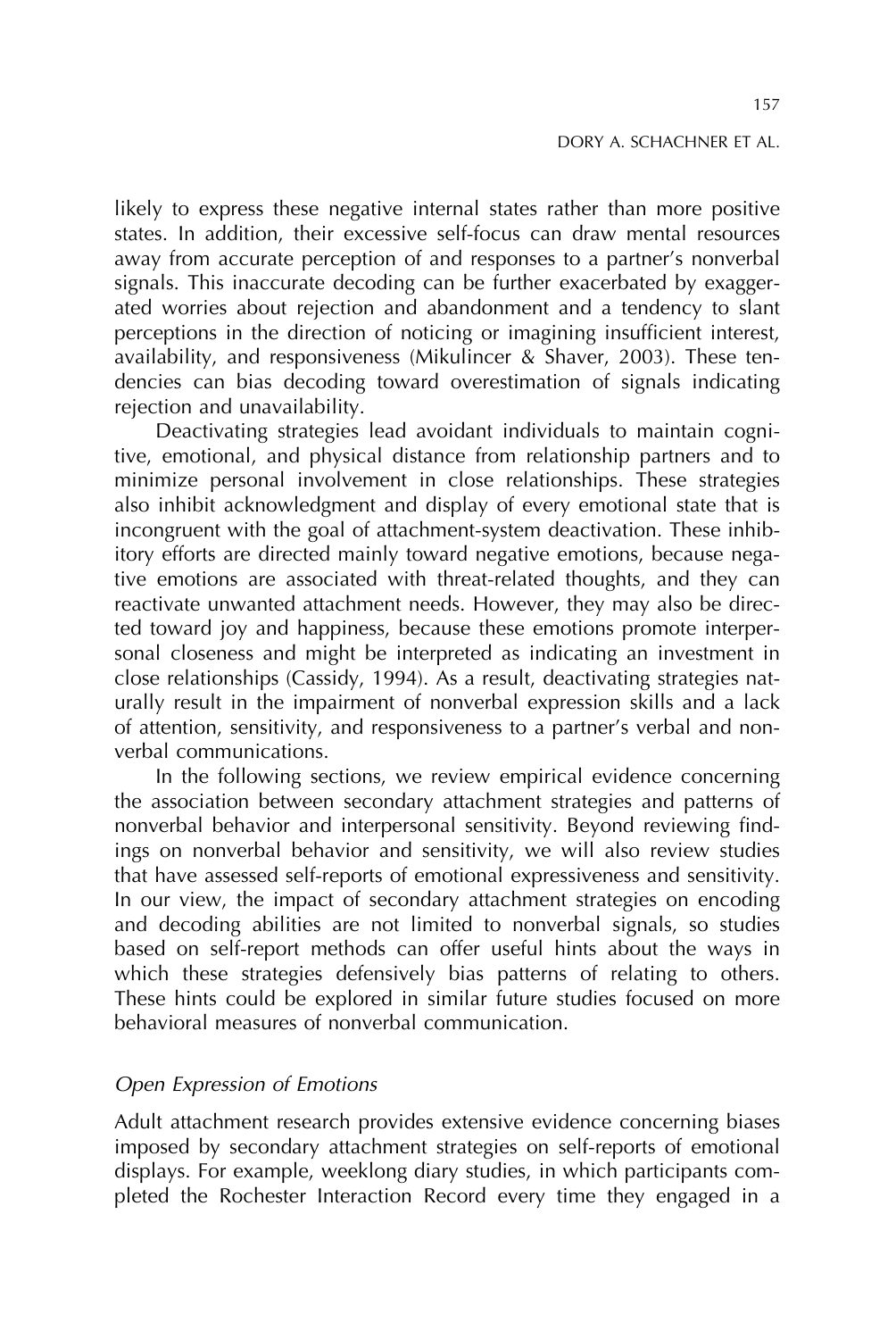likely to express these negative internal states rather than more positive states. In addition, their excessive self-focus can draw mental resources away from accurate perception of and responses to a partner's nonverbal signals. This inaccurate decoding can be further exacerbated by exaggerated worries about rejection and abandonment and a tendency to slant perceptions in the direction of noticing or imagining insufficient interest, availability, and responsiveness (Mikulincer & Shaver, 2003). These tendencies can bias decoding toward overestimation of signals indicating rejection and unavailability.

Deactivating strategies lead avoidant individuals to maintain cognitive, emotional, and physical distance from relationship partners and to minimize personal involvement in close relationships. These strategies also inhibit acknowledgment and display of every emotional state that is incongruent with the goal of attachment-system deactivation. These inhibitory efforts are directed mainly toward negative emotions, because negative emotions are associated with threat-related thoughts, and they can reactivate unwanted attachment needs. However, they may also be directed toward joy and happiness, because these emotions promote interpersonal closeness and might be interpreted as indicating an investment in close relationships (Cassidy, 1994). As a result, deactivating strategies naturally result in the impairment of nonverbal expression skills and a lack of attention, sensitivity, and responsiveness to a partner's verbal and nonverbal communications.

In the following sections, we review empirical evidence concerning the association between secondary attachment strategies and patterns of nonverbal behavior and interpersonal sensitivity. Beyond reviewing findings on nonverbal behavior and sensitivity, we will also review studies that have assessed self-reports of emotional expressiveness and sensitivity. In our view, the impact of secondary attachment strategies on encoding and decoding abilities are not limited to nonverbal signals, so studies based on self-report methods can offer useful hints about the ways in which these strategies defensively bias patterns of relating to others. These hints could be explored in similar future studies focused on more behavioral measures of nonverbal communication.

### *Open Expression of Emotions*

Adult attachment research provides extensive evidence concerning biases imposed by secondary attachment strategies on self-reports of emotional displays. For example, weeklong diary studies, in which participants completed the Rochester Interaction Record every time they engaged in a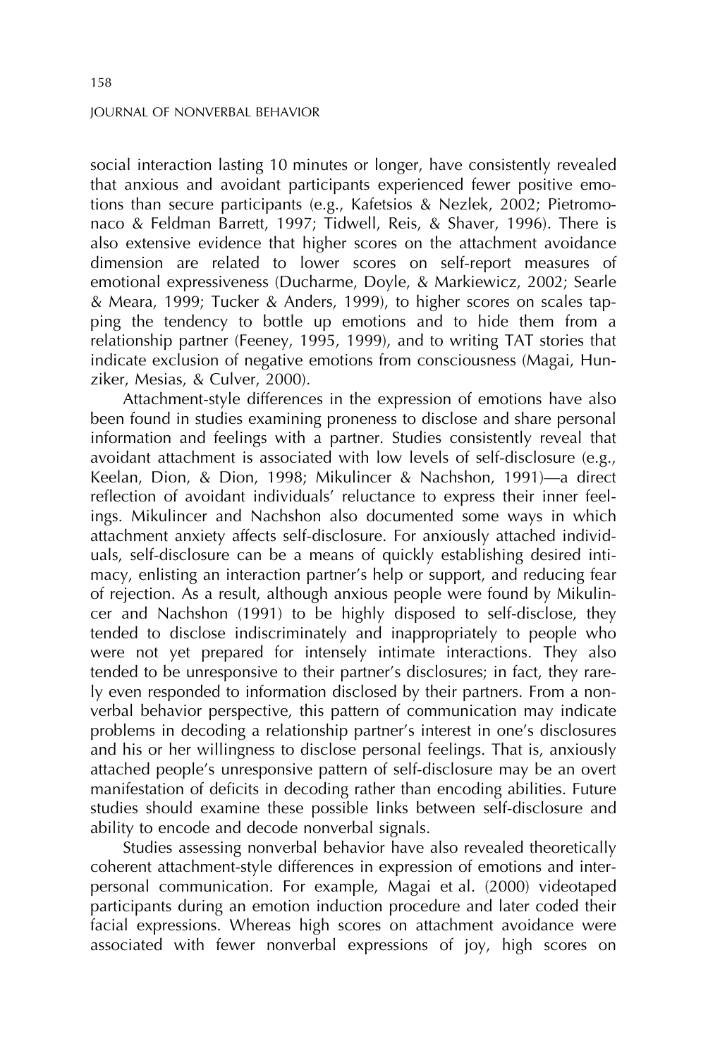social interaction lasting 10 minutes or longer, have consistently revealed that anxious and avoidant participants experienced fewer positive emotions than secure participants (e.g., Kafetsios & Nezlek, 2002; Pietromonaco & Feldman Barrett, 1997; Tidwell, Reis, & Shaver, 1996). There is also extensive evidence that higher scores on the attachment avoidance dimension are related to lower scores on self-report measures of emotional expressiveness (Ducharme, Doyle, & Markiewicz, 2002; Searle & Meara, 1999; Tucker & Anders, 1999), to higher scores on scales tapping the tendency to bottle up emotions and to hide them from a relationship partner (Feeney, 1995, 1999), and to writing TAT stories that indicate exclusion of negative emotions from consciousness (Magai, Hunziker, Mesias, & Culver, 2000).

Attachment-style differences in the expression of emotions have also been found in studies examining proneness to disclose and share personal information and feelings with a partner. Studies consistently reveal that avoidant attachment is associated with low levels of self-disclosure (e.g., Keelan, Dion, & Dion, 1998; Mikulincer & Nachshon, 1991)—a direct reflection of avoidant individuals' reluctance to express their inner feelings. Mikulincer and Nachshon also documented some ways in which attachment anxiety affects self-disclosure. For anxiously attached individuals, self-disclosure can be a means of quickly establishing desired intimacy, enlisting an interaction partner's help or support, and reducing fear of rejection. As a result, although anxious people were found by Mikulincer and Nachshon (1991) to be highly disposed to self-disclose, they tended to disclose indiscriminately and inappropriately to people who were not yet prepared for intensely intimate interactions. They also tended to be unresponsive to their partner's disclosures; in fact, they rarely even responded to information disclosed by their partners. From a nonverbal behavior perspective, this pattern of communication may indicate problems in decoding a relationship partner's interest in one's disclosures and his or her willingness to disclose personal feelings. That is, anxiously attached people's unresponsive pattern of self-disclosure may be an overt manifestation of deficits in decoding rather than encoding abilities. Future studies should examine these possible links between self-disclosure and ability to encode and decode nonverbal signals.

Studies assessing nonverbal behavior have also revealed theoretically coherent attachment-style differences in expression of emotions and interpersonal communication. For example, Magai et al. (2000) videotaped participants during an emotion induction procedure and later coded their facial expressions. Whereas high scores on attachment avoidance were associated with fewer nonverbal expressions of joy, high scores on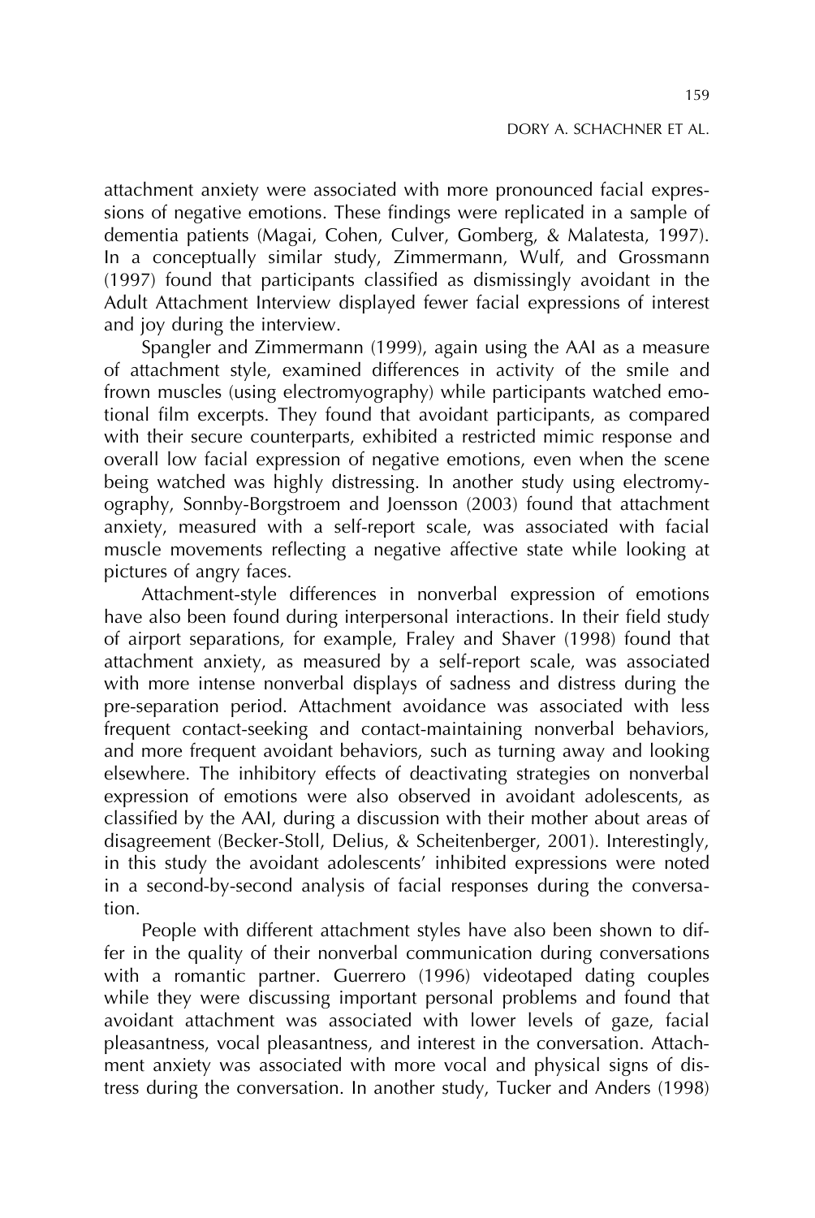attachment anxiety were associated with more pronounced facial expressions of negative emotions. These findings were replicated in a sample of dementia patients (Magai, Cohen, Culver, Gomberg, & Malatesta, 1997). In a conceptually similar study, Zimmermann, Wulf, and Grossmann (1997) found that participants classified as dismissingly avoidant in the Adult Attachment Interview displayed fewer facial expressions of interest and joy during the interview.

Spangler and Zimmermann (1999), again using the AAI as a measure of attachment style, examined differences in activity of the smile and frown muscles (using electromyography) while participants watched emotional film excerpts. They found that avoidant participants, as compared with their secure counterparts, exhibited a restricted mimic response and overall low facial expression of negative emotions, even when the scene being watched was highly distressing. In another study using electromyography, Sonnby-Borgstroem and Joensson (2003) found that attachment anxiety, measured with a self-report scale, was associated with facial muscle movements reflecting a negative affective state while looking at pictures of angry faces.

Attachment-style differences in nonverbal expression of emotions have also been found during interpersonal interactions. In their field study of airport separations, for example, Fraley and Shaver (1998) found that attachment anxiety, as measured by a self-report scale, was associated with more intense nonverbal displays of sadness and distress during the pre-separation period. Attachment avoidance was associated with less frequent contact-seeking and contact-maintaining nonverbal behaviors, and more frequent avoidant behaviors, such as turning away and looking elsewhere. The inhibitory effects of deactivating strategies on nonverbal expression of emotions were also observed in avoidant adolescents, as classified by the AAI, during a discussion with their mother about areas of disagreement (Becker-Stoll, Delius, & Scheitenberger, 2001). Interestingly, in this study the avoidant adolescents' inhibited expressions were noted in a second-by-second analysis of facial responses during the conversation.

People with different attachment styles have also been shown to differ in the quality of their nonverbal communication during conversations with a romantic partner. Guerrero (1996) videotaped dating couples while they were discussing important personal problems and found that avoidant attachment was associated with lower levels of gaze, facial pleasantness, vocal pleasantness, and interest in the conversation. Attachment anxiety was associated with more vocal and physical signs of distress during the conversation. In another study, Tucker and Anders (1998)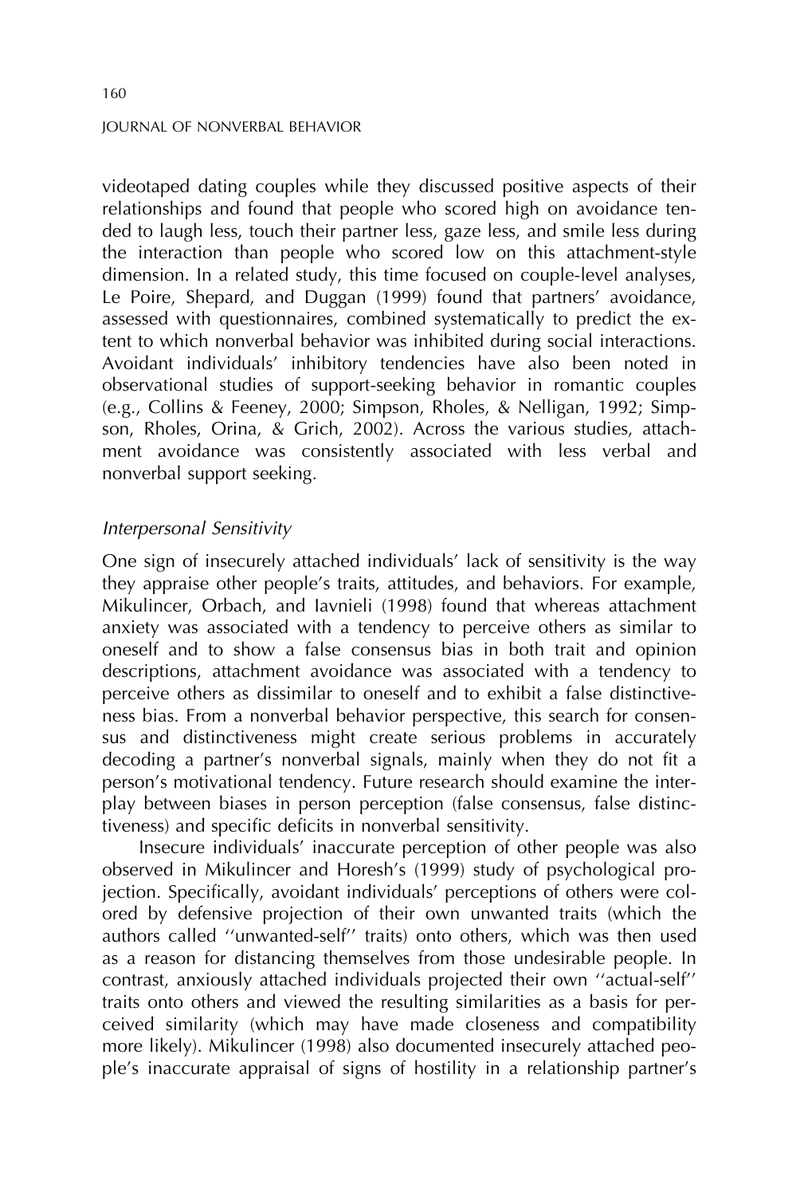videotaped dating couples while they discussed positive aspects of their relationships and found that people who scored high on avoidance tended to laugh less, touch their partner less, gaze less, and smile less during the interaction than people who scored low on this attachment-style dimension. In a related study, this time focused on couple-level analyses, Le Poire, Shepard, and Duggan (1999) found that partners' avoidance, assessed with questionnaires, combined systematically to predict the extent to which nonverbal behavior was inhibited during social interactions. Avoidant individuals' inhibitory tendencies have also been noted in observational studies of support-seeking behavior in romantic couples (e.g., Collins & Feeney, 2000; Simpson, Rholes, & Nelligan, 1992; Simpson, Rholes, Orina, & Grich, 2002). Across the various studies, attachment avoidance was consistently associated with less verbal and nonverbal support seeking.

### *Interpersonal Sensitivity*

One sign of insecurely attached individuals' lack of sensitivity is the way they appraise other people's traits, attitudes, and behaviors. For example, Mikulincer, Orbach, and Iavnieli (1998) found that whereas attachment anxiety was associated with a tendency to perceive others as similar to oneself and to show a false consensus bias in both trait and opinion descriptions, attachment avoidance was associated with a tendency to perceive others as dissimilar to oneself and to exhibit a false distinctiveness bias. From a nonverbal behavior perspective, this search for consensus and distinctiveness might create serious problems in accurately decoding a partner's nonverbal signals, mainly when they do not fit a person's motivational tendency. Future research should examine the interplay between biases in person perception (false consensus, false distinctiveness) and specific deficits in nonverbal sensitivity.

Insecure individuals' inaccurate perception of other people was also observed in Mikulincer and Horesh's (1999) study of psychological projection. Specifically, avoidant individuals' perceptions of others were colored by defensive projection of their own unwanted traits (which the authors called ''unwanted-self'' traits) onto others, which was then used as a reason for distancing themselves from those undesirable people. In contrast, anxiously attached individuals projected their own ''actual-self'' traits onto others and viewed the resulting similarities as a basis for perceived similarity (which may have made closeness and compatibility more likely). Mikulincer (1998) also documented insecurely attached people's inaccurate appraisal of signs of hostility in a relationship partner's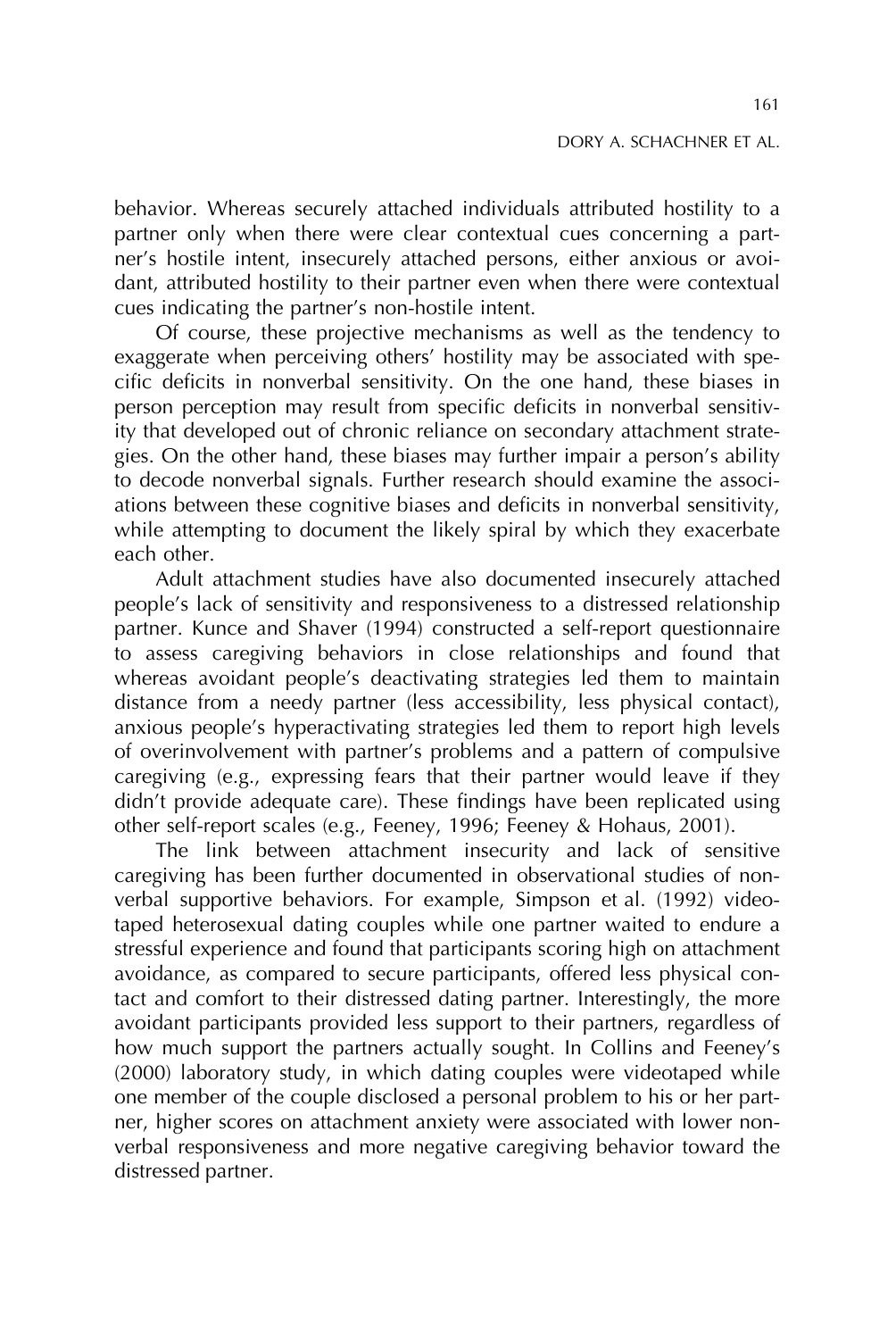behavior. Whereas securely attached individuals attributed hostility to a partner only when there were clear contextual cues concerning a partner's hostile intent, insecurely attached persons, either anxious or avoidant, attributed hostility to their partner even when there were contextual cues indicating the partner's non-hostile intent.

Of course, these projective mechanisms as well as the tendency to exaggerate when perceiving others' hostility may be associated with specific deficits in nonverbal sensitivity. On the one hand, these biases in person perception may result from specific deficits in nonverbal sensitivity that developed out of chronic reliance on secondary attachment strategies. On the other hand, these biases may further impair a person's ability to decode nonverbal signals. Further research should examine the associations between these cognitive biases and deficits in nonverbal sensitivity, while attempting to document the likely spiral by which they exacerbate each other.

Adult attachment studies have also documented insecurely attached people's lack of sensitivity and responsiveness to a distressed relationship partner. Kunce and Shaver (1994) constructed a self-report questionnaire to assess caregiving behaviors in close relationships and found that whereas avoidant people's deactivating strategies led them to maintain distance from a needy partner (less accessibility, less physical contact), anxious people's hyperactivating strategies led them to report high levels of overinvolvement with partner's problems and a pattern of compulsive caregiving (e.g., expressing fears that their partner would leave if they didn't provide adequate care). These findings have been replicated using other self-report scales (e.g., Feeney, 1996; Feeney & Hohaus, 2001).

The link between attachment insecurity and lack of sensitive caregiving has been further documented in observational studies of nonverbal supportive behaviors. For example, Simpson et al. (1992) videotaped heterosexual dating couples while one partner waited to endure a stressful experience and found that participants scoring high on attachment avoidance, as compared to secure participants, offered less physical contact and comfort to their distressed dating partner. Interestingly, the more avoidant participants provided less support to their partners, regardless of how much support the partners actually sought. In Collins and Feeney's (2000) laboratory study, in which dating couples were videotaped while one member of the couple disclosed a personal problem to his or her partner, higher scores on attachment anxiety were associated with lower nonverbal responsiveness and more negative caregiving behavior toward the distressed partner.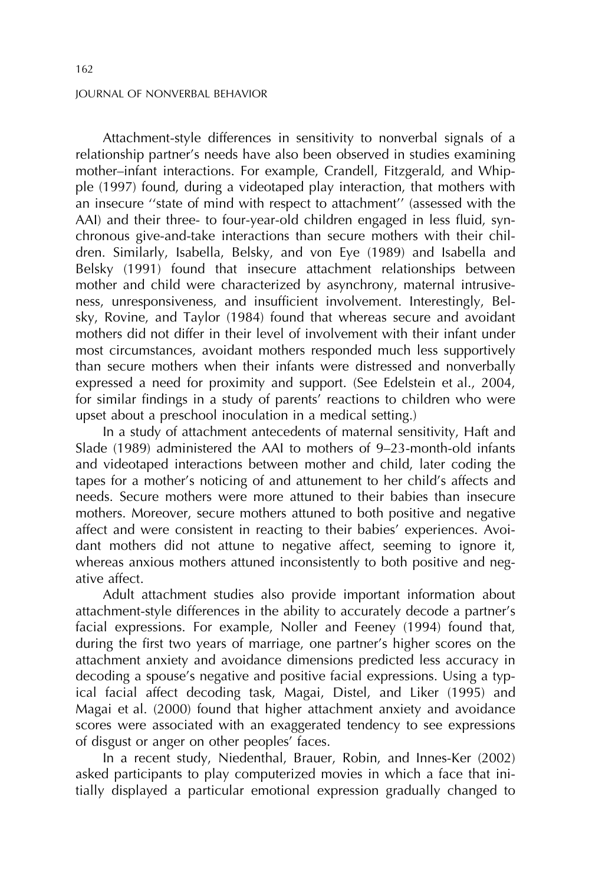Attachment-style differences in sensitivity to nonverbal signals of a relationship partner's needs have also been observed in studies examining mother–infant interactions. For example, Crandell, Fitzgerald, and Whipple (1997) found, during a videotaped play interaction, that mothers with an insecure ''state of mind with respect to attachment'' (assessed with the AAI) and their three- to four-year-old children engaged in less fluid, synchronous give-and-take interactions than secure mothers with their children. Similarly, Isabella, Belsky, and von Eye (1989) and Isabella and Belsky (1991) found that insecure attachment relationships between mother and child were characterized by asynchrony, maternal intrusiveness, unresponsiveness, and insufficient involvement. Interestingly, Belsky, Rovine, and Taylor (1984) found that whereas secure and avoidant mothers did not differ in their level of involvement with their infant under most circumstances, avoidant mothers responded much less supportively than secure mothers when their infants were distressed and nonverbally expressed a need for proximity and support. (See Edelstein et al., 2004, for similar findings in a study of parents' reactions to children who were upset about a preschool inoculation in a medical setting.)

In a study of attachment antecedents of maternal sensitivity, Haft and Slade (1989) administered the AAI to mothers of 9–23-month-old infants and videotaped interactions between mother and child, later coding the tapes for a mother's noticing of and attunement to her child's affects and needs. Secure mothers were more attuned to their babies than insecure mothers. Moreover, secure mothers attuned to both positive and negative affect and were consistent in reacting to their babies' experiences. Avoidant mothers did not attune to negative affect, seeming to ignore it, whereas anxious mothers attuned inconsistently to both positive and negative affect.

Adult attachment studies also provide important information about attachment-style differences in the ability to accurately decode a partner's facial expressions. For example, Noller and Feeney (1994) found that, during the first two years of marriage, one partner's higher scores on the attachment anxiety and avoidance dimensions predicted less accuracy in decoding a spouse's negative and positive facial expressions. Using a typical facial affect decoding task, Magai, Distel, and Liker (1995) and Magai et al. (2000) found that higher attachment anxiety and avoidance scores were associated with an exaggerated tendency to see expressions of disgust or anger on other peoples' faces.

In a recent study, Niedenthal, Brauer, Robin, and Innes-Ker (2002) asked participants to play computerized movies in which a face that initially displayed a particular emotional expression gradually changed to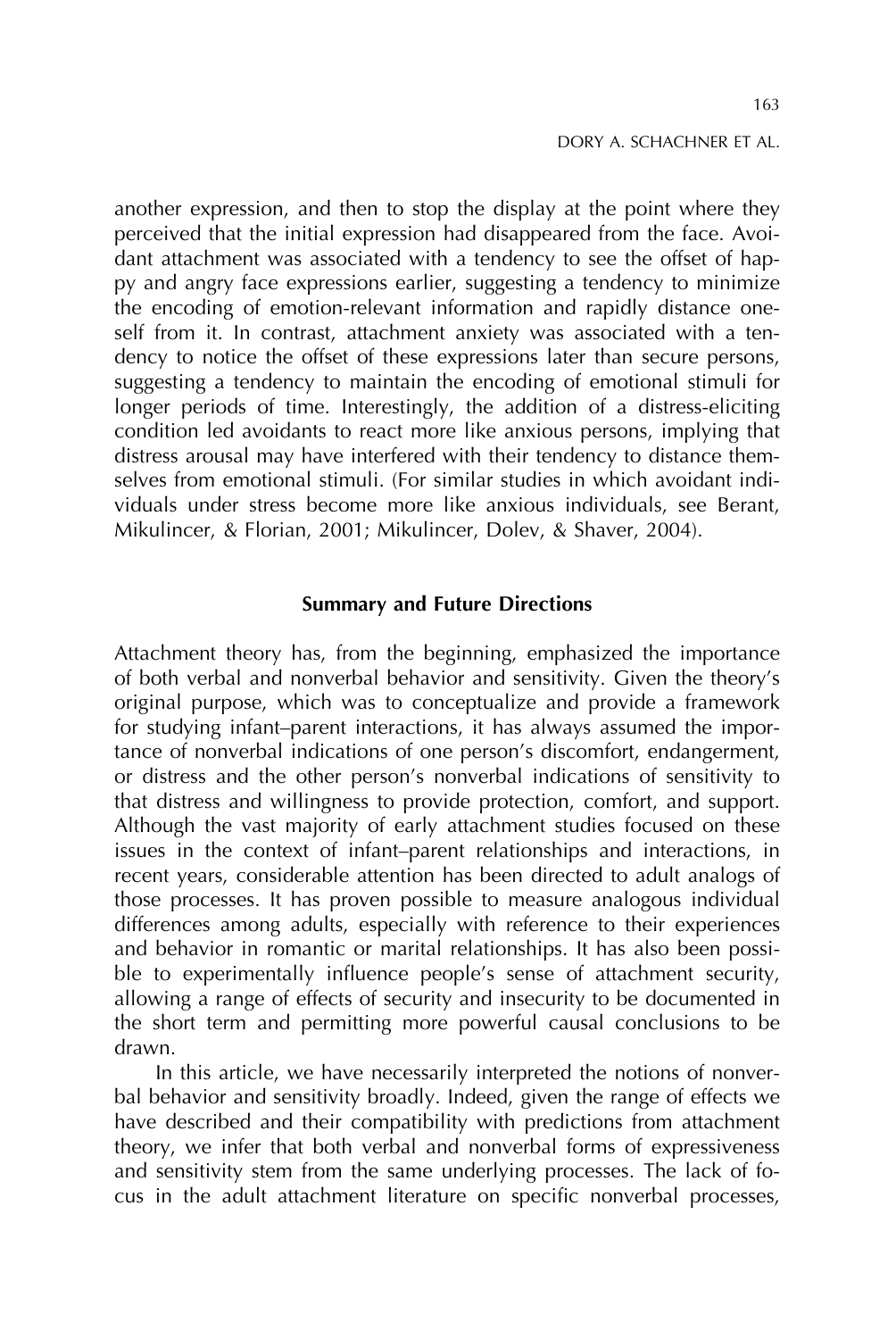another expression, and then to stop the display at the point where they perceived that the initial expression had disappeared from the face. Avoidant attachment was associated with a tendency to see the offset of happy and angry face expressions earlier, suggesting a tendency to minimize the encoding of emotion-relevant information and rapidly distance oneself from it. In contrast, attachment anxiety was associated with a tendency to notice the offset of these expressions later than secure persons, suggesting a tendency to maintain the encoding of emotional stimuli for longer periods of time. Interestingly, the addition of a distress-eliciting condition led avoidants to react more like anxious persons, implying that distress arousal may have interfered with their tendency to distance themselves from emotional stimuli. (For similar studies in which avoidant individuals under stress become more like anxious individuals, see Berant, Mikulincer, & Florian, 2001; Mikulincer, Dolev, & Shaver, 2004).

## Summary and Future Directions

Attachment theory has, from the beginning, emphasized the importance of both verbal and nonverbal behavior and sensitivity. Given the theory's original purpose, which was to conceptualize and provide a framework for studying infant–parent interactions, it has always assumed the importance of nonverbal indications of one person's discomfort, endangerment, or distress and the other person's nonverbal indications of sensitivity to that distress and willingness to provide protection, comfort, and support. Although the vast majority of early attachment studies focused on these issues in the context of infant–parent relationships and interactions, in recent years, considerable attention has been directed to adult analogs of those processes. It has proven possible to measure analogous individual differences among adults, especially with reference to their experiences and behavior in romantic or marital relationships. It has also been possible to experimentally influence people's sense of attachment security, allowing a range of effects of security and insecurity to be documented in the short term and permitting more powerful causal conclusions to be drawn.

In this article, we have necessarily interpreted the notions of nonverbal behavior and sensitivity broadly. Indeed, given the range of effects we have described and their compatibility with predictions from attachment theory, we infer that both verbal and nonverbal forms of expressiveness and sensitivity stem from the same underlying processes. The lack of focus in the adult attachment literature on specific nonverbal processes,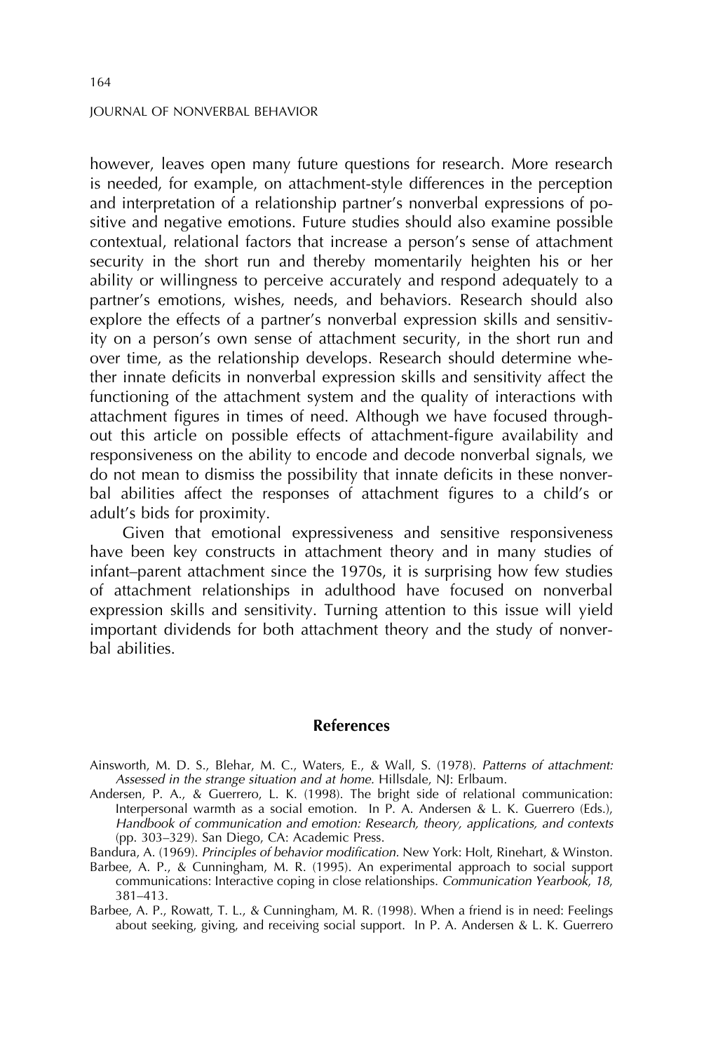however, leaves open many future questions for research. More research is needed, for example, on attachment-style differences in the perception and interpretation of a relationship partner's nonverbal expressions of positive and negative emotions. Future studies should also examine possible contextual, relational factors that increase a person's sense of attachment security in the short run and thereby momentarily heighten his or her ability or willingness to perceive accurately and respond adequately to a partner's emotions, wishes, needs, and behaviors. Research should also explore the effects of a partner's nonverbal expression skills and sensitivity on a person's own sense of attachment security, in the short run and over time, as the relationship develops. Research should determine whether innate deficits in nonverbal expression skills and sensitivity affect the functioning of the attachment system and the quality of interactions with attachment figures in times of need. Although we have focused throughout this article on possible effects of attachment-figure availability and responsiveness on the ability to encode and decode nonverbal signals, we do not mean to dismiss the possibility that innate deficits in these nonverbal abilities affect the responses of attachment figures to a child's or adult's bids for proximity.

Given that emotional expressiveness and sensitive responsiveness have been key constructs in attachment theory and in many studies of infant–parent attachment since the 1970s, it is surprising how few studies of attachment relationships in adulthood have focused on nonverbal expression skills and sensitivity. Turning attention to this issue will yield important dividends for both attachment theory and the study of nonverbal abilities.

## References

Ainsworth, M. D. S., Blehar, M. C., Waters, E., & Wall, S. (1978). *Patterns of attachment: Assessed in the strange situation and at home*. Hillsdale, NJ: Erlbaum.

Andersen, P. A., & Guerrero, L. K. (1998). The bright side of relational communication: Interpersonal warmth as a social emotion. In P. A. Andersen & L. K. Guerrero (Eds.), *Handbook of communication and emotion: Research, theory, applications, and contexts* (pp. 303–329). San Diego, CA: Academic Press.

Bandura, A. (1969). *Principles of behavior modification.* New York: Holt, Rinehart, & Winston.

Barbee, A. P., & Cunningham, M. R. (1995). An experimental approach to social support communications: Interactive coping in close relationships. *Communication Yearbook, 18*, 381–413.

Barbee, A. P., Rowatt, T. L., & Cunningham, M. R. (1998). When a friend is in need: Feelings about seeking, giving, and receiving social support. In P. A. Andersen & L. K. Guerrero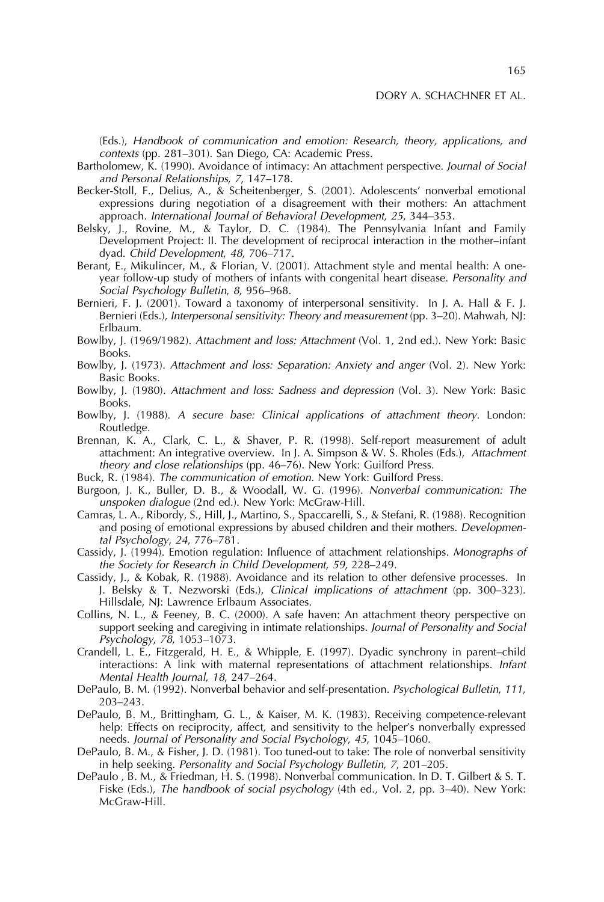(Eds.), *Handbook of communication and emotion: Research, theory, applications, and contexts* (pp. 281–301). San Diego, CA: Academic Press.

Bartholomew, K. (1990). Avoidance of intimacy: An attachment perspective. *Journal of Social and Personal Relationships*, *7*, 147–178.

Becker-Stoll, F., Delius, A., & Scheitenberger, S. (2001). Adolescents' nonverbal emotional expressions during negotiation of a disagreement with their mothers: An attachment approach. *International Journal of Behavioral Development*, *25*, 344–353.

Belsky, J., Rovine, M., & Taylor, D. C. (1984). The Pennsylvania Infant and Family Development Project: II. The development of reciprocal interaction in the mother–infant dyad. *Child Development*, *48*, 706–717.

Berant, E., Mikulincer, M., & Florian, V. (2001). Attachment style and mental health: A one-year follow-up study of mothers of infants with congenital heart disease. *Personality and Social Psychology Bulletin*, *8*, 956–968.

Bernieri, F. J. (2001). Toward a taxonomy of interpersonal sensitivity. In J. A. Hall & F. J. Bernieri (Eds.), *Interpersonal sensitivity: Theory and measurement* (pp. 3–20). Mahwah, NJ: Erlbaum.

Bowlby, J. (1969/1982). *Attachment and loss: Attachment* (Vol. 1, 2nd ed.). New York: Basic Books.

Bowlby, J. (1973). *Attachment and loss: Separation: Anxiety and anger* (Vol. 2). New York: Basic Books.

Bowlby, J. (1980). *Attachment and loss: Sadness and depression* (Vol. 3). New York: Basic Books.

Bowlby, J. (1988). *A secure base: Clinical applications of attachment theory.* London: Routledge.

Brennan, K. A., Clark, C. L., & Shaver, P. R. (1998). Self-report measurement of adult attachment: An integrative overview. In J. A. Simpson & W. S. Rholes (Eds.), *Attachment theory and close relationships* (pp. 46–76). New York: Guilford Press.

Buck, R. (1984). *The communication of emotion.* New York: Guilford Press.

Burgoon, J. K., Buller, D. B., & Woodall, W. G. (1996). *Nonverbal communication: The unspoken dialogue* (2nd ed.). New York: McGraw-Hill.

Camras, L. A., Ribordy, S., Hill, J., Martino, S., Spaccarelli, S., & Stefani, R. (1988). Recognition and posing of emotional expressions by abused children and their mothers. *Developmental Psychology*, *24*, 776–781.

Cassidy, J. (1994). Emotion regulation: Influence of attachment relationships. *Monographs of the Society for Research in Child Development*, *59*, 228–249.

Cassidy, J., & Kobak, R. (1988). Avoidance and its relation to other defensive processes. In J. Belsky & T. Nezworski (Eds.), *Clinical implications of attachment* (pp. 300–323). Hillsdale, NJ: Lawrence Erlbaum Associates.

Collins, N. L., & Feeney, B. C. (2000). A safe haven: An attachment theory perspective on support seeking and caregiving in intimate relationships. *Journal of Personality and Social Psychology*, *78*, 1053–1073.

Crandell, L. E., Fitzgerald, H. E., & Whipple, E. (1997). Dyadic synchrony in parent–child interactions: A link with maternal representations of attachment relationships. *Infant Mental Health Journal*, *18*, 247–264.

DePaulo, B. M. (1992). Nonverbal behavior and self-presentation. *Psychological Bulletin*, *111*, 203–243.

DePaulo, B. M., Brittingham, G. L., & Kaiser, M. K. (1983). Receiving competence-relevant help: Effects on reciprocity, affect, and sensitivity to the helper's nonverbally expressed needs. *Journal of Personality and Social Psychology*, *45*, 1045–1060.

DePaulo, B. M., & Fisher, J. D. (1981). Too tuned-out to take: The role of nonverbal sensitivity in help seeking. *Personality and Social Psychology Bulletin*, *7*, 201–205.

DePaulo , B. M., & Friedman, H. S. (1998). Nonverbal communication. In D. T. Gilbert & S. T. Fiske (Eds.), *The handbook of social psychology* (4th ed., Vol. 2, pp. 3–40). New York: McGraw-Hill.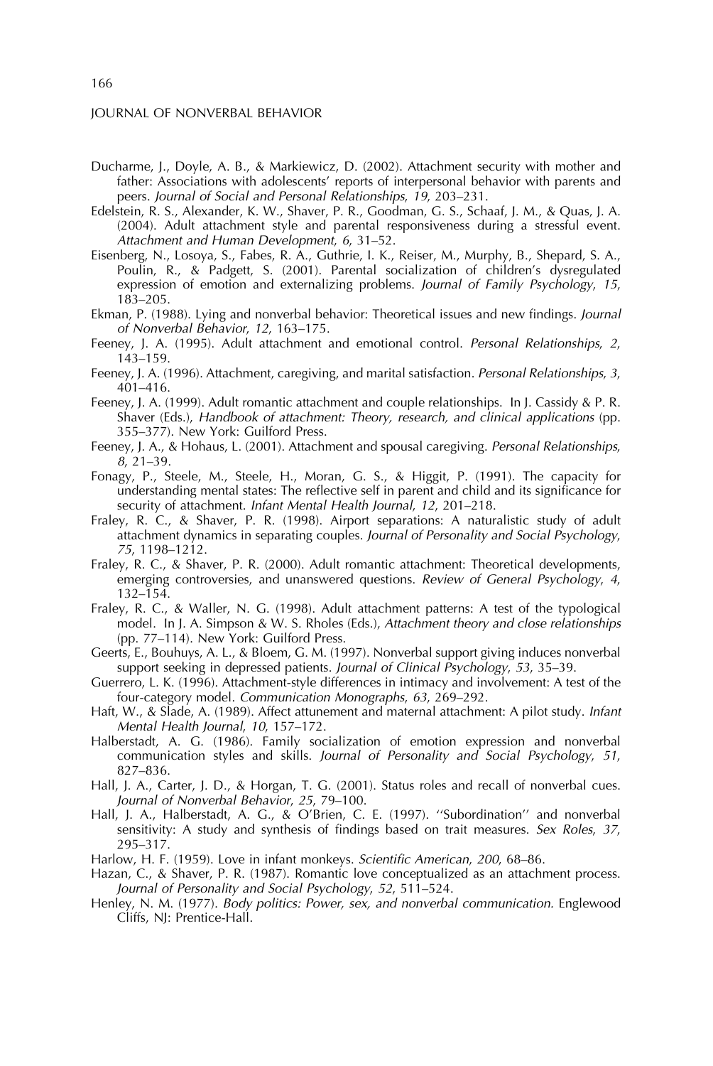Ducharme, J., Doyle, A. B., & Markiewicz, D. (2002). Attachment security with mother and father: Associations with adolescents' reports of interpersonal behavior with parents and peers. *Journal of Social and Personal Relationships, 19*, 203–231.

Edelstein, R. S., Alexander, K. W., Shaver, P. R., Goodman, G. S., Schaaf, J. M., & Quas, J. A. (2004). Adult attachment style and parental responsiveness during a stressful event. *Attachment and Human Development, 6*, 31–52.

Eisenberg, N., Losoya, S., Fabes, R. A., Guthrie, I. K., Reiser, M., Murphy, B., Shepard, S. A., Poulin, R., & Padgett, S. (2001). Parental socialization of children's dysregulated expression of emotion and externalizing problems. *Journal of Family Psychology, 15*, 183–205.

Ekman, P. (1988). Lying and nonverbal behavior: Theoretical issues and new findings. *Journal of Nonverbal Behavior, 12*, 163–175.

Feeney, J. A. (1995). Adult attachment and emotional control. *Personal Relationships, 2*, 143–159.

Feeney, J. A. (1996). Attachment, caregiving, and marital satisfaction. *Personal Relationships, 3*, 401–416.

Feeney, J. A. (1999). Adult romantic attachment and couple relationships. In J. Cassidy & P. R. Shaver (Eds.), *Handbook of attachment: Theory, research, and clinical applications* (pp. 355–377). New York: Guilford Press.

Feeney, J. A., & Hohaus, L. (2001). Attachment and spousal caregiving. *Personal Relationships, 8*, 21–39.

Fonagy, P., Steele, M., Steele, H., Moran, G. S., & Higgit, P. (1991). The capacity for understanding mental states: The reflective self in parent and child and its significance for security of attachment. *Infant Mental Health Journal, 12*, 201–218.

Fraley, R. C., & Shaver, P. R. (1998). Airport separations: A naturalistic study of adult attachment dynamics in separating couples. *Journal of Personality and Social Psychology, 75*, 1198–1212.

Fraley, R. C., & Shaver, P. R. (2000). Adult romantic attachment: Theoretical developments, emerging controversies, and unanswered questions. *Review of General Psychology, 4*, 132–154.

Fraley, R. C., & Waller, N. G. (1998). Adult attachment patterns: A test of the typological model. In J. A. Simpson & W. S. Rholes (Eds.), *Attachment theory and close relationships* (pp. 77–114). New York: Guilford Press.

Geerts, E., Bouhuys, A. L., & Bloem, G. M. (1997). Nonverbal support giving induces nonverbal support seeking in depressed patients. *Journal of Clinical Psychology, 53*, 35–39.

Guerrero, L. K. (1996). Attachment-style differences in intimacy and involvement: A test of the four-category model. *Communication Monographs, 63*, 269–292.

Haft, W., & Slade, A. (1989). Affect attunement and maternal attachment: A pilot study. *Infant Mental Health Journal, 10*, 157–172.

Halberstadt, A. G. (1986). Family socialization of emotion expression and nonverbal communication styles and skills. *Journal of Personality and Social Psychology, 51*, 827–836.

Hall, J. A., Carter, J. D., & Horgan, T. G. (2001). Status roles and recall of nonverbal cues. *Journal of Nonverbal Behavior, 25*, 79–100.

Hall, J. A., Halberstadt, A. G., & O'Brien, C. E. (1997). ''Subordination'' and nonverbal sensitivity: A study and synthesis of findings based on trait measures. *Sex Roles, 37*, 295–317.

Harlow, H. F. (1959). Love in infant monkeys. *Scientific American, 200*, 68–86.

Hazan, C., & Shaver, P. R. (1987). Romantic love conceptualized as an attachment process. *Journal of Personality and Social Psychology, 52*, 511–524.

Henley, N. M. (1977). *Body politics: Power, sex, and nonverbal communication*. Englewood Cliffs, NJ: Prentice-Hall.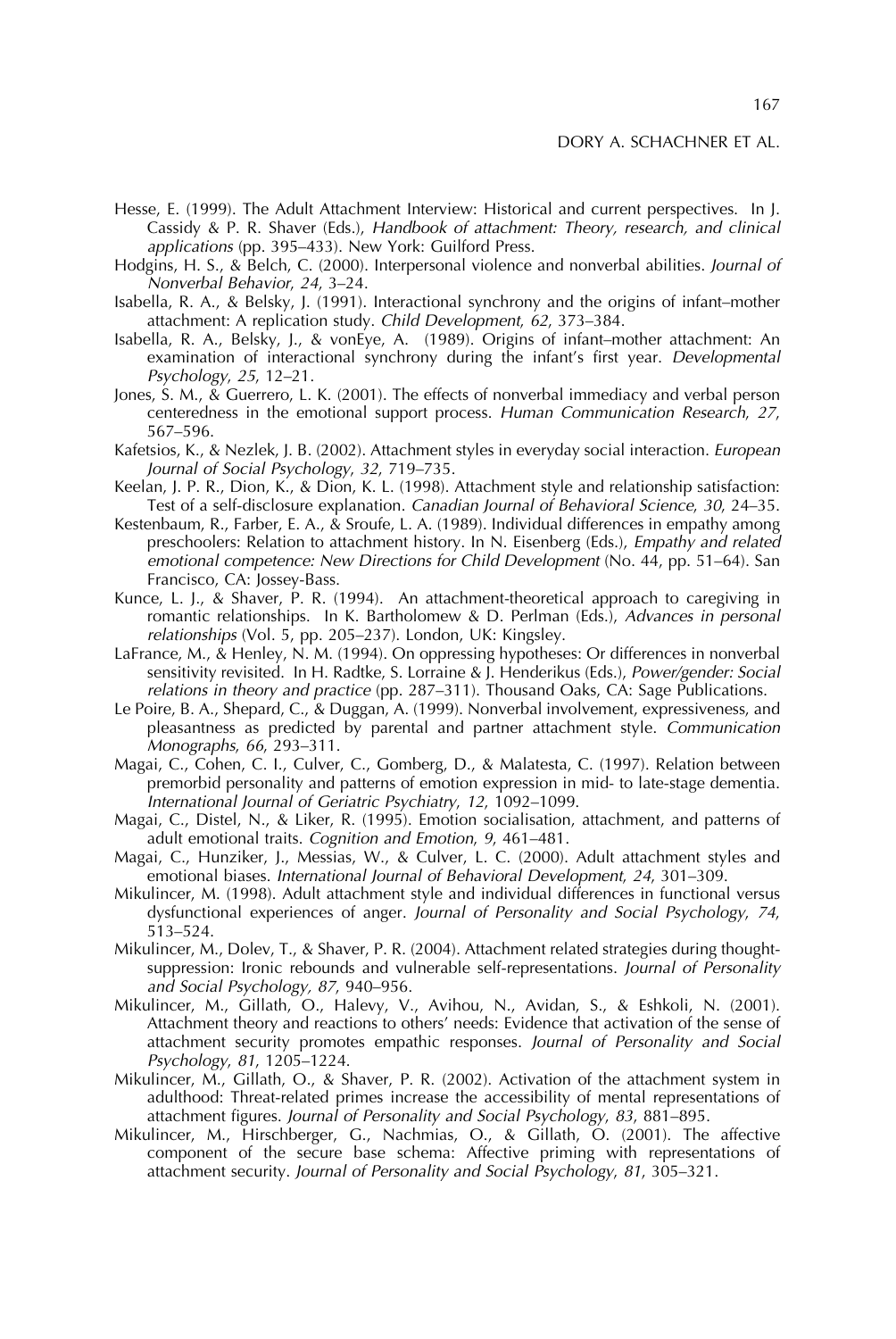Hesse, E. (1999). The Adult Attachment Interview: Historical and current perspectives. In J. Cassidy & P. R. Shaver (Eds.), *Handbook of attachment: Theory, research, and clinical applications* (pp. 395–433). New York: Guilford Press.

Hodgins, H. S., & Belch, C. (2000). Interpersonal violence and nonverbal abilities. *Journal of Nonverbal Behavior*, *24*, 3–24.

Isabella, R. A., & Belsky, J. (1991). Interactional synchrony and the origins of infant–mother attachment: A replication study. *Child Development*, *62*, 373–384.

Isabella, R. A., Belsky, J., & vonEye, A. (1989). Origins of infant–mother attachment: An examination of interactional synchrony during the infant's first year. *Developmental Psychology*, *25*, 12–21.

Jones, S. M., & Guerrero, L. K. (2001). The effects of nonverbal immediacy and verbal person centeredness in the emotional support process. *Human Communication Research*, *27*, 567–596.

Kafetsios, K., & Nezlek, J. B. (2002). Attachment styles in everyday social interaction. *European Journal of Social Psychology*, *32*, 719–735.

Keelan, J. P. R., Dion, K., & Dion, K. L. (1998). Attachment style and relationship satisfaction: Test of a self-disclosure explanation. *Canadian Journal of Behavioral Science*, *30*, 24–35.

Kestenbaum, R., Farber, E. A., & Sroufe, L. A. (1989). Individual differences in empathy among preschoolers: Relation to attachment history. In N. Eisenberg (Eds.), *Empathy and related emotional competence: New Directions for Child Development* (No. 44, pp. 51–64). San Francisco, CA: Jossey-Bass.

Kunce, L. J., & Shaver, P. R. (1994). An attachment-theoretical approach to caregiving in romantic relationships. In K. Bartholomew & D. Perlman (Eds.), *Advances in personal relationships* (Vol. 5, pp. 205–237). London, UK: Kingsley.

LaFrance, M., & Henley, N. M. (1994). On oppressing hypotheses: Or differences in nonverbal sensitivity revisited. In H. Radtke, S. Lorraine & J. Henderikus (Eds.), *Power/gender: Social relations in theory and practice* (pp. 287–311). Thousand Oaks, CA: Sage Publications.

Le Poire, B. A., Shepard, C., & Duggan, A. (1999). Nonverbal involvement, expressiveness, and pleasantness as predicted by parental and partner attachment style. *Communication Monographs*, *66*, 293–311.

Magai, C., Cohen, C. I., Culver, C., Gomberg, D., & Malatesta, C. (1997). Relation between premorbid personality and patterns of emotion expression in mid- to late-stage dementia. *International Journal of Geriatric Psychiatry*, *12*, 1092–1099.

Magai, C., Distel, N., & Liker, R. (1995). Emotion socialisation, attachment, and patterns of adult emotional traits. *Cognition and Emotion*, *9*, 461–481.

Magai, C., Hunziker, J., Messias, W., & Culver, L. C. (2000). Adult attachment styles and emotional biases. *International Journal of Behavioral Development*, *24*, 301–309.

Mikulincer, M. (1998). Adult attachment style and individual differences in functional versus dysfunctional experiences of anger. *Journal of Personality and Social Psychology*, *74*, 513–524.

Mikulincer, M., Dolev, T., & Shaver, P. R. (2004). Attachment related strategies during thought-suppression: Ironic rebounds and vulnerable self-representations. *Journal of Personality and Social Psychology, 87*, 940–956.

Mikulincer, M., Gillath, O., Halevy, V., Avihou, N., Avidan, S., & Eshkoli, N. (2001). Attachment theory and reactions to others' needs: Evidence that activation of the sense of attachment security promotes empathic responses. *Journal of Personality and Social Psychology*, *81*, 1205–1224.

Mikulincer, M., Gillath, O., & Shaver, P. R. (2002). Activation of the attachment system in adulthood: Threat-related primes increase the accessibility of mental representations of attachment figures. *Journal of Personality and Social Psychology*, *83*, 881–895.

Mikulincer, M., Hirschberger, G., Nachmias, O., & Gillath, O. (2001). The affective component of the secure base schema: Affective priming with representations of attachment security. *Journal of Personality and Social Psychology*, *81*, 305–321.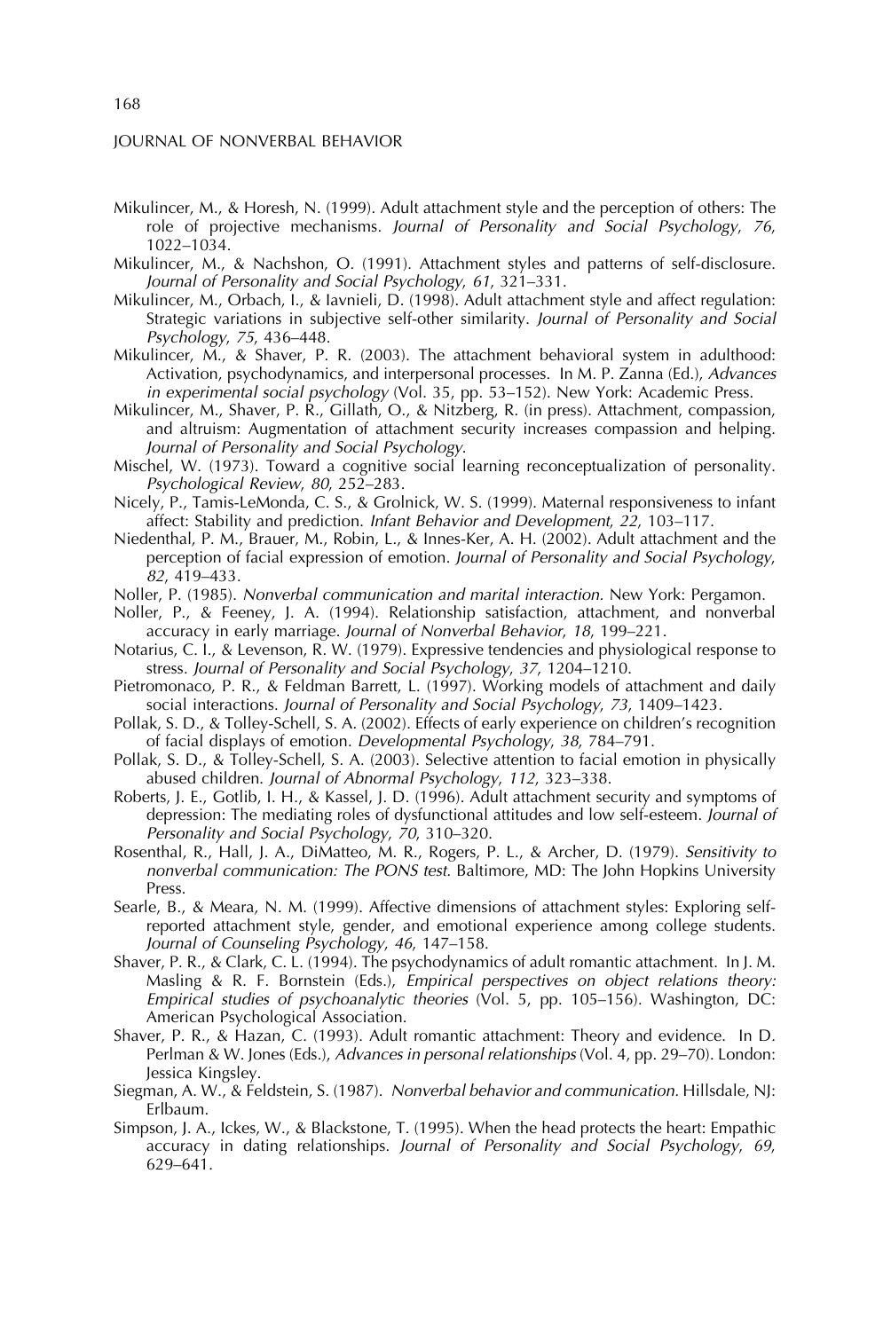Mikulincer, M., & Horesh, N. (1999). Adult attachment style and the perception of others: The role of projective mechanisms. *Journal of Personality and Social Psychology*, *76*, 1022–1034.

Mikulincer, M., & Nachshon, O. (1991). Attachment styles and patterns of self-disclosure. *Journal of Personality and Social Psychology*, *61*, 321–331.

Mikulincer, M., Orbach, I., & Iavnieli, D. (1998). Adult attachment style and affect regulation: Strategic variations in subjective self-other similarity. *Journal of Personality and Social Psychology*, *75*, 436–448.

Mikulincer, M., & Shaver, P. R. (2003). The attachment behavioral system in adulthood: Activation, psychodynamics, and interpersonal processes. In M. P. Zanna (Ed.), *Advances in experimental social psychology* (Vol. 35, pp. 53–152). New York: Academic Press.

Mikulincer, M., Shaver, P. R., Gillath, O., & Nitzberg, R. (in press). Attachment, compassion, and altruism: Augmentation of attachment security increases compassion and helping. *Journal of Personality and Social Psychology*.

Mischel, W. (1973). Toward a cognitive social learning reconceptualization of personality. *Psychological Review*, *80*, 252–283.

Nicely, P., Tamis-LeMonda, C. S., & Grolnick, W. S. (1999). Maternal responsiveness to infant affect: Stability and prediction. *Infant Behavior and Development*, *22*, 103–117.

Niedenthal, P. M., Brauer, M., Robin, L., & Innes-Ker, A. H. (2002). Adult attachment and the perception of facial expression of emotion. *Journal of Personality and Social Psychology*, *82*, 419–433.

Noller, P. (1985). *Nonverbal communication and marital interaction.* New York: Pergamon.

Noller, P., & Feeney, J. A. (1994). Relationship satisfaction, attachment, and nonverbal accuracy in early marriage. *Journal of Nonverbal Behavior*, *18*, 199–221.

Notarius, C. I., & Levenson, R. W. (1979). Expressive tendencies and physiological response to stress. *Journal of Personality and Social Psychology*, *37*, 1204–1210.

Pietromonaco, P. R., & Feldman Barrett, L. (1997). Working models of attachment and daily social interactions. *Journal of Personality and Social Psychology*, *73*, 1409–1423.

Pollak, S. D., & Tolley-Schell, S. A. (2002). Effects of early experience on children's recognition of facial displays of emotion. *Developmental Psychology*, *38*, 784–791.

Pollak, S. D., & Tolley-Schell, S. A. (2003). Selective attention to facial emotion in physically abused children. *Journal of Abnormal Psychology*, *112*, 323–338.

Roberts, J. E., Gotlib, I. H., & Kassel, J. D. (1996). Adult attachment security and symptoms of depression: The mediating roles of dysfunctional attitudes and low self-esteem. *Journal of Personality and Social Psychology*, *70*, 310–320.

Rosenthal, R., Hall, J. A., DiMatteo, M. R., Rogers, P. L., & Archer, D. (1979). *Sensitivity to nonverbal communication: The PONS test.* Baltimore, MD: The John Hopkins University Press.

Searle, B., & Meara, N. M. (1999). Affective dimensions of attachment styles: Exploring self-reported attachment style, gender, and emotional experience among college students. *Journal of Counseling Psychology*, *46*, 147–158.

Shaver, P. R., & Clark, C. L. (1994). The psychodynamics of adult romantic attachment. In J. M. Masling & R. F. Bornstein (Eds.), *Empirical perspectives on object relations theory: Empirical studies of psychoanalytic theories* (Vol. 5, pp. 105–156). Washington, DC: American Psychological Association.

Shaver, P. R., & Hazan, C. (1993). Adult romantic attachment: Theory and evidence. In D. Perlman & W. Jones (Eds.), *Advances in personal relationships* (Vol. 4, pp. 29–70). London: Jessica Kingsley.

Siegman, A. W., & Feldstein, S. (1987). *Nonverbal behavior and communication.* Hillsdale, NJ: Erlbaum.

Simpson, J. A., Ickes, W., & Blackstone, T. (1995). When the head protects the heart: Empathic accuracy in dating relationships. *Journal of Personality and Social Psychology*, *69*, 629–641.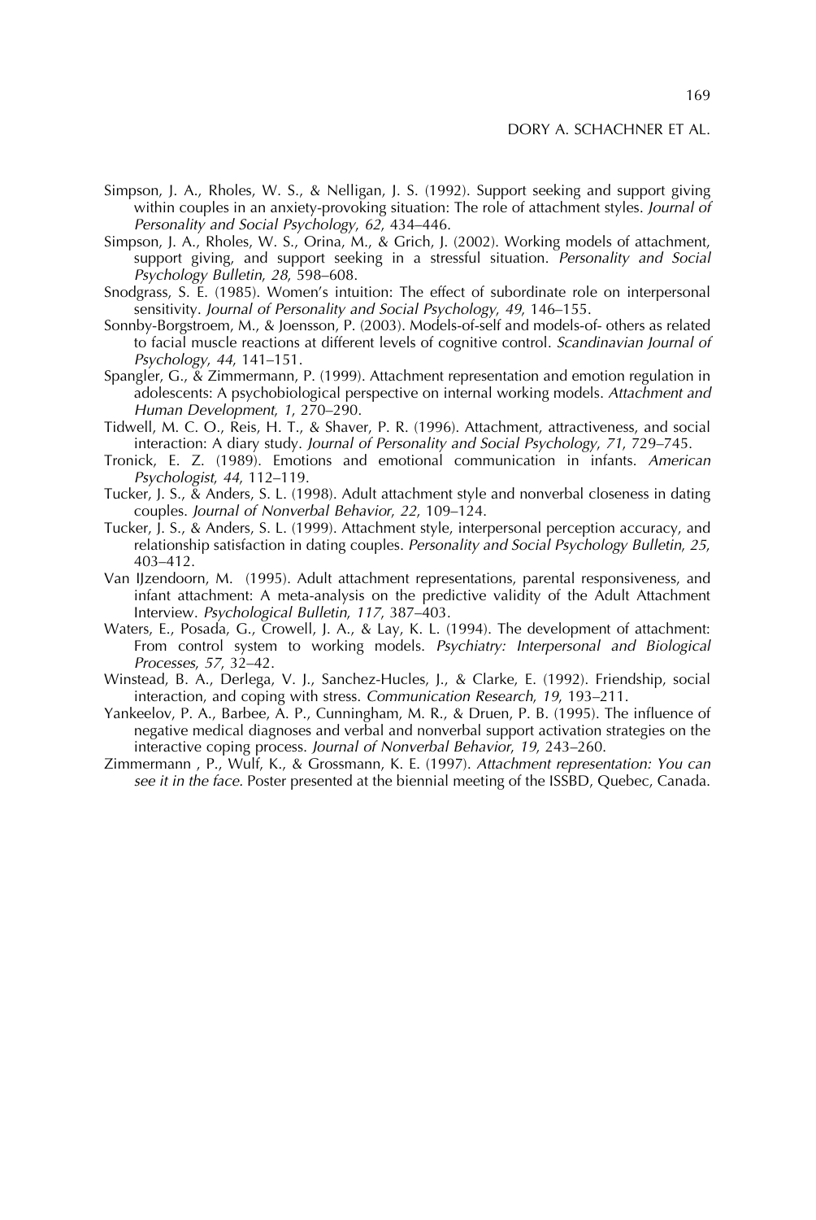Simpson, J. A., Rholes, W. S., & Nelligan, J. S. (1992). Support seeking and support giving within couples in an anxiety-provoking situation: The role of attachment styles. *Journal of Personality and Social Psychology*, *62*, 434–446.

Simpson, J. A., Rholes, W. S., Orina, M., & Grich, J. (2002). Working models of attachment, support giving, and support seeking in a stressful situation. *Personality and Social Psychology Bulletin*, *28*, 598–608.

Snodgrass, S. E. (1985). Women's intuition: The effect of subordinate role on interpersonal sensitivity. *Journal of Personality and Social Psychology*, *49*, 146–155.

Sonnby-Borgstroem, M., & Joensson, P. (2003). Models-of-self and models-of- others as related to facial muscle reactions at different levels of cognitive control. *Scandinavian Journal of Psychology*, *44*, 141–151.

Spangler, G., & Zimmermann, P. (1999). Attachment representation and emotion regulation in adolescents: A psychobiological perspective on internal working models. *Attachment and Human Development*, *1*, 270–290.

Tidwell, M. C. O., Reis, H. T., & Shaver, P. R. (1996). Attachment, attractiveness, and social interaction: A diary study. *Journal of Personality and Social Psychology*, *71*, 729–745.

Tronick, E. Z. (1989). Emotions and emotional communication in infants. *American Psychologist*, *44*, 112–119.

Tucker, J. S., & Anders, S. L. (1998). Adult attachment style and nonverbal closeness in dating couples. *Journal of Nonverbal Behavior*, *22*, 109–124.

Tucker, J. S., & Anders, S. L. (1999). Attachment style, interpersonal perception accuracy, and relationship satisfaction in dating couples. *Personality and Social Psychology Bulletin*, *25*, 403–412.

Van IJzendoorn, M. (1995). Adult attachment representations, parental responsiveness, and infant attachment: A meta-analysis on the predictive validity of the Adult Attachment Interview. *Psychological Bulletin*, *117*, 387–403.

Waters, E., Posada, G., Crowell, J. A., & Lay, K. L. (1994). The development of attachment: From control system to working models. *Psychiatry: Interpersonal and Biological Processes*, *57*, 32–42.

Winstead, B. A., Derlega, V. J., Sanchez-Hucles, J., & Clarke, E. (1992). Friendship, social interaction, and coping with stress. *Communication Research*, *19*, 193–211.

Yankeelov, P. A., Barbee, A. P., Cunningham, M. R., & Druen, P. B. (1995). The influence of negative medical diagnoses and verbal and nonverbal support activation strategies on the interactive coping process. *Journal of Nonverbal Behavior*, *19*, 243–260.

Zimmermann , P., Wulf, K., & Grossmann, K. E. (1997). *Attachment representation: You can see it in the face*. Poster presented at the biennial meeting of the ISSBD, Quebec, Canada.